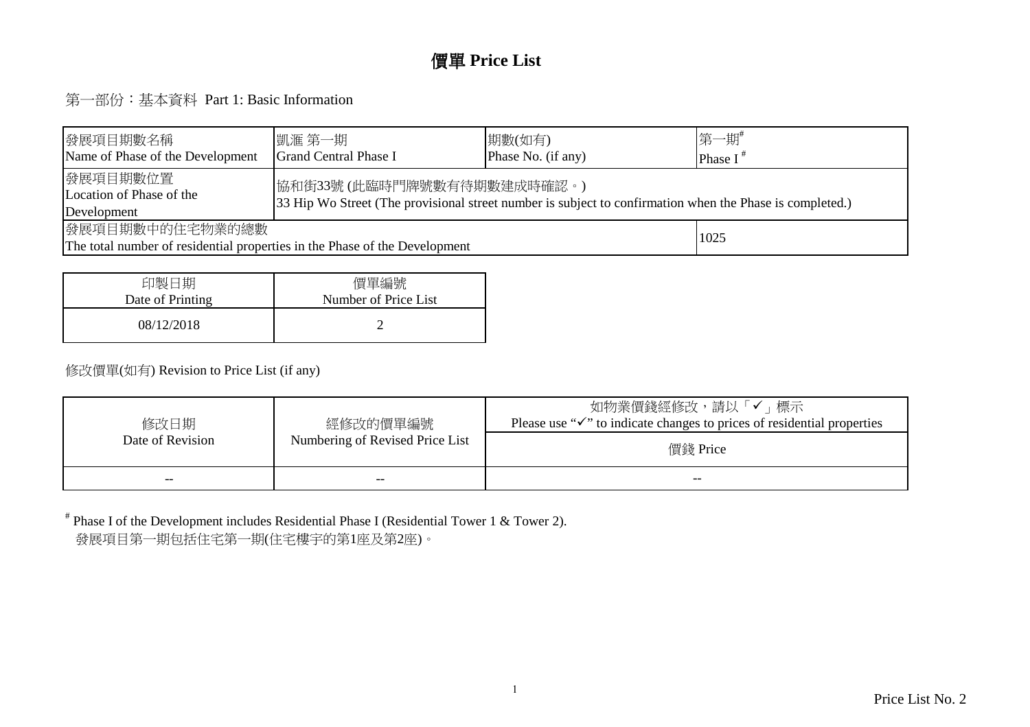# 價單 Price List

## 第一部份：基本資料 Part 1: Basic Information

| 發展項目期數名稱<br>Name of Phase of the Development | 凱滙 第一期<br>Grand Central Phase I | 期數(如有)<br>Phase No. (if any) | 第一期#<br>Phase I # |
|---|---|---|---|
| 發展項目期數位置<br>Location of Phase of the Development | 協和街33號 (此臨時門牌號數有待期數建成時確認。)<br>33 Hip Wo Street (The provisional street number is subject to confirmation when the Phase is completed.) | | |
| 發展項目期數中的住宅物業的總數<br>The total number of residential properties in the Phase of the Development | | | 1025 |

| 印製日期<br>Date of Printing | 價單編號<br>Number of Price List |
|---|---|
| 08/12/2018 | 2 |

修改價單(如有) Revision to Price List (if any)

| 修改日期<br>Date of Revision | 經修改的價單編號<br>Numbering of Revised Price List | 如物業價錢經修改，請以「✓」標示<br>Please use "✓" to indicate changes to prices of residential properties |
|---|---|---|
| | | 價錢 Price |
| -- | -- | -- |

# Phase I of the Development includes Residential Phase I (Residential Tower 1 & Tower 2).
發展項目第一期包括住宅第一期(住宅樓宇的第1座及第2座)。

Price List No. 2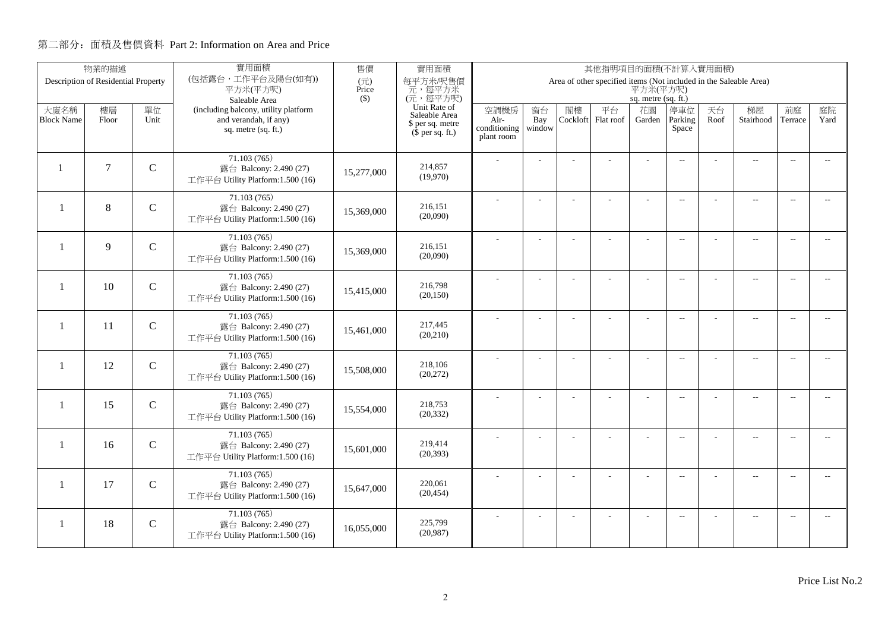## 第二部分：面積及售價資料 Part 2: Information on Area and Price

| 物業的描述 Description of Residential Property | | | 實用面積 (包括露台，工作平台及陽台(如有)) 平方米(平方呎) Saleable Area (including balcony, utility platform and verandah, if any) sq. metre (sq. ft.) | 售價 (元) Price ($) | 實用面積 每平方米/呎售價 元，每平方米 (元，每平方呎) Unit Rate of Saleable Area $ per sq. metre ($ per sq. ft.) | 其他指明項目的面積(不計算入實用面積) Area of other specified items (Not included in the Saleable Area) 平方米(平方呎) sq. metre (sq. ft.) | | | | | | | | | |
|---|---|---|---|---|---|---|---|---|---|---|---|---|---|---|---|
| 大廈名稱 Block Name | 樓層 Floor | 單位 Unit | | | | 空調機房 Air-conditioning plant room | 窗台 Bay window | 閣樓 Cockloft | 平台 Flat roof | 花園 Garden | 停車位 Parking Space | 天台 Roof | 梯屋 Stairhood | 前庭 Terrace | 庭院 Yard |
| 1 | 7 | C | 71.103 (765) 露台 Balcony: 2.490 (27) 工作平台 Utility Platform:1.500 (16) | 15,277,000 | 214,857 (19,970) | - | - | - | - | - | -- | - | -- | -- | -- |
| 1 | 8 | C | 71.103 (765) 露台 Balcony: 2.490 (27) 工作平台 Utility Platform:1.500 (16) | 15,369,000 | 216,151 (20,090) | - | - | - | - | - | -- | - | -- | -- | -- |
| 1 | 9 | C | 71.103 (765) 露台 Balcony: 2.490 (27) 工作平台 Utility Platform:1.500 (16) | 15,369,000 | 216,151 (20,090) | - | - | - | - | - | -- | - | -- | -- | -- |
| 1 | 10 | C | 71.103 (765) 露台 Balcony: 2.490 (27) 工作平台 Utility Platform:1.500 (16) | 15,415,000 | 216,798 (20,150) | - | - | - | - | - | -- | - | -- | -- | -- |
| 1 | 11 | C | 71.103 (765) 露台 Balcony: 2.490 (27) 工作平台 Utility Platform:1.500 (16) | 15,461,000 | 217,445 (20,210) | - | - | - | - | - | -- | - | -- | -- | -- |
| 1 | 12 | C | 71.103 (765) 露台 Balcony: 2.490 (27) 工作平台 Utility Platform:1.500 (16) | 15,508,000 | 218,106 (20,272) | - | - | - | - | - | -- | - | -- | -- | -- |
| 1 | 15 | C | 71.103 (765) 露台 Balcony: 2.490 (27) 工作平台 Utility Platform:1.500 (16) | 15,554,000 | 218,753 (20,332) | - | - | - | - | - | -- | - | -- | -- | -- |
| 1 | 16 | C | 71.103 (765) 露台 Balcony: 2.490 (27) 工作平台 Utility Platform:1.500 (16) | 15,601,000 | 219,414 (20,393) | - | - | - | - | - | -- | - | -- | -- | -- |
| 1 | 17 | C | 71.103 (765) 露台 Balcony: 2.490 (27) 工作平台 Utility Platform:1.500 (16) | 15,647,000 | 220,061 (20,454) | - | - | - | - | - | -- | - | -- | -- | -- |
| 1 | 18 | C | 71.103 (765) 露台 Balcony: 2.490 (27) 工作平台 Utility Platform:1.500 (16) | 16,055,000 | 225,799 (20,987) | - | - | - | - | - | -- | - | -- | -- | -- |

Price List No.2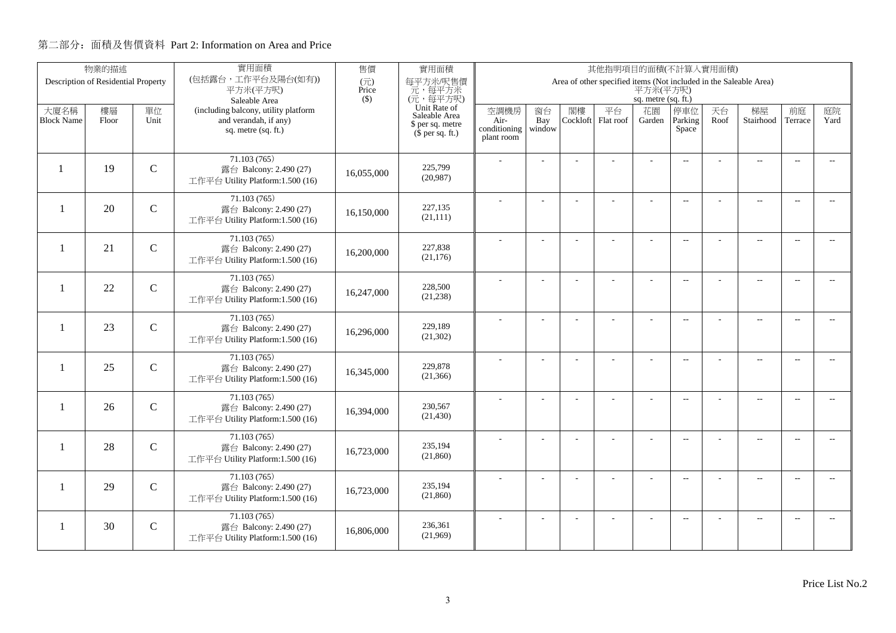## 第二部分：面積及售價資料 Part 2: Information on Area and Price

| 物業的描述 Description of Residential Property | | | 實用面積 (包括露台，工作平台及陽台(如有)) 平方米(平方呎) Saleable Area (including balcony, utility platform and verandah, if any) sq. metre (sq. ft.) | 售價 (元) Price ($) | 實用面積 每平方米/呎售價 元，每平方米 (元，每平方呎) Unit Rate of Saleable Area $ per sq. metre ($ per sq. ft.) | 其他指明項目的面積(不計算入實用面積) Area of other specified items (Not included in the Saleable Area) 平方米(平方呎) sq. metre (sq. ft.) | | | | | | | | | |
|---|---|---|---|---|---|---|---|---|---|---|---|---|---|---|---|
| 大廈名稱 Block Name | 樓層 Floor | 單位 Unit | | | | 空調機房 Air-conditioning plant room | 窗台 Bay window | 閣樓 Cockloft | 平台 Flat roof | 花園 Garden | 停車位 Parking Space | 天台 Roof | 梯屋 Stairhood | 前庭 Terrace | 庭院 Yard |
| 1 | 19 | C | 71.103 (765) 露台 Balcony: 2.490 (27) 工作平台 Utility Platform:1.500 (16) | 16,055,000 | 225,799 (20,987) | - | - | - | - | - | -- | - | -- | -- | -- |
| 1 | 20 | C | 71.103 (765) 露台 Balcony: 2.490 (27) 工作平台 Utility Platform:1.500 (16) | 16,150,000 | 227,135 (21,111) | - | - | - | - | - | -- | - | -- | -- | -- |
| 1 | 21 | C | 71.103 (765) 露台 Balcony: 2.490 (27) 工作平台 Utility Platform:1.500 (16) | 16,200,000 | 227,838 (21,176) | - | - | - | - | - | -- | - | -- | -- | -- |
| 1 | 22 | C | 71.103 (765) 露台 Balcony: 2.490 (27) 工作平台 Utility Platform:1.500 (16) | 16,247,000 | 228,500 (21,238) | - | - | - | - | - | -- | - | -- | -- | -- |
| 1 | 23 | C | 71.103 (765) 露台 Balcony: 2.490 (27) 工作平台 Utility Platform:1.500 (16) | 16,296,000 | 229,189 (21,302) | - | - | - | - | - | -- | - | -- | -- | -- |
| 1 | 25 | C | 71.103 (765) 露台 Balcony: 2.490 (27) 工作平台 Utility Platform:1.500 (16) | 16,345,000 | 229,878 (21,366) | - | - | - | - | - | -- | - | -- | -- | -- |
| 1 | 26 | C | 71.103 (765) 露台 Balcony: 2.490 (27) 工作平台 Utility Platform:1.500 (16) | 16,394,000 | 230,567 (21,430) | - | - | - | - | - | -- | - | -- | -- | -- |
| 1 | 28 | C | 71.103 (765) 露台 Balcony: 2.490 (27) 工作平台 Utility Platform:1.500 (16) | 16,723,000 | 235,194 (21,860) | - | - | - | - | - | -- | - | -- | -- | -- |
| 1 | 29 | C | 71.103 (765) 露台 Balcony: 2.490 (27) 工作平台 Utility Platform:1.500 (16) | 16,723,000 | 235,194 (21,860) | - | - | - | - | - | -- | - | -- | -- | -- |
| 1 | 30 | C | 71.103 (765) 露台 Balcony: 2.490 (27) 工作平台 Utility Platform:1.500 (16) | 16,806,000 | 236,361 (21,969) | - | - | - | - | - | -- | - | -- | -- | -- |

Price List No.2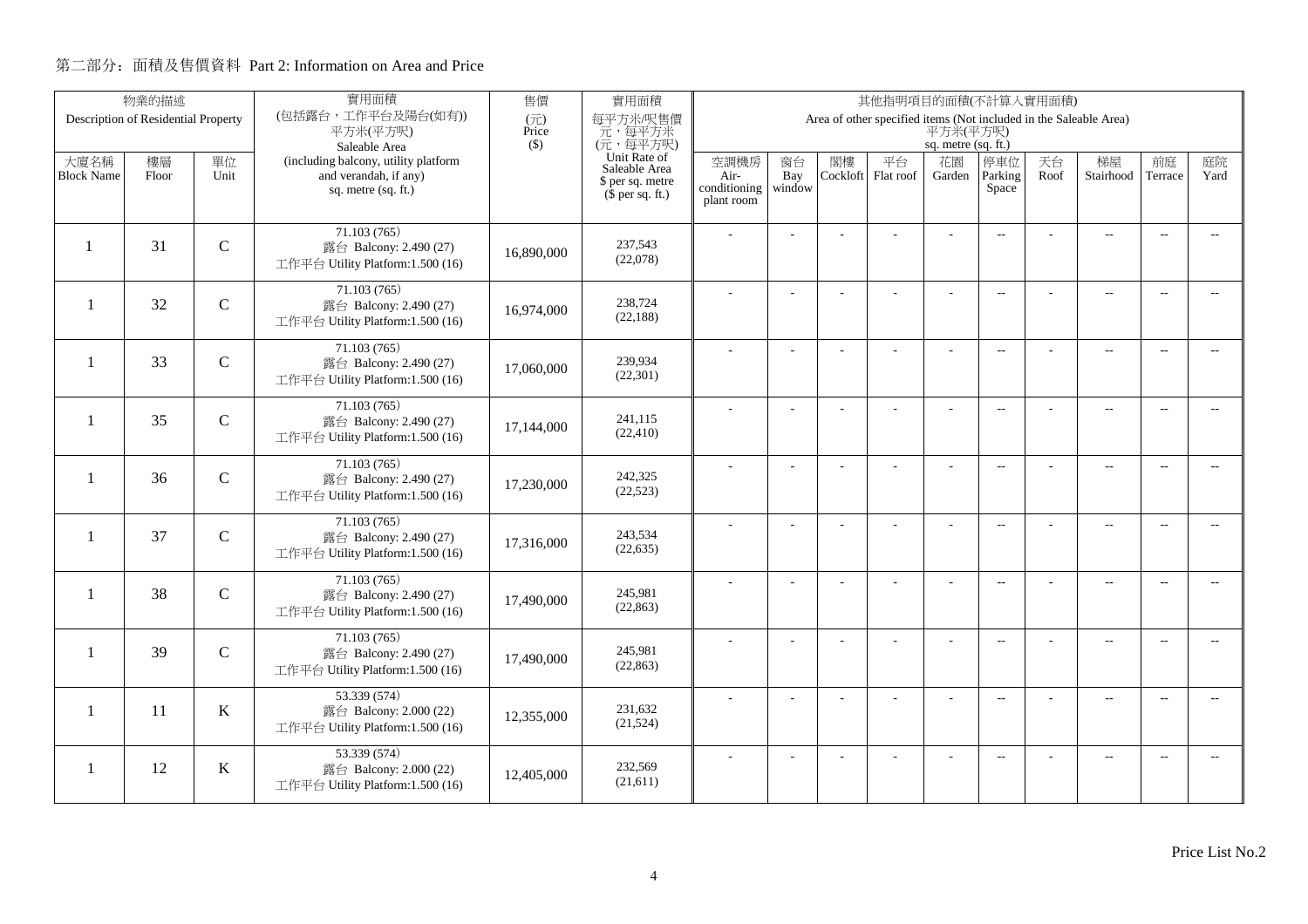## 第二部分：面積及售價資料 Part 2: Information on Area and Price

| 物業的描述 Description of Residential Property | | | 實用面積 (包括露台，工作平台及陽台(如有)) 平方米(平方呎) Saleable Area (including balcony, utility platform and verandah, if any) sq. metre (sq. ft.) | 售價 (元) Price ($) | 實用面積 每平方米/呎售價 元，每平方米 (元，每平方呎) Unit Rate of Saleable Area $ per sq. metre ($ per sq. ft.) | 其他指明項目的面積(不計算入實用面積) Area of other specified items (Not included in the Saleable Area) 平方米(平方呎) sq. metre (sq. ft.) | | | | | | | | | |
|---|---|---|---|---|---|---|---|---|---|---|---|---|---|---|---|
| 大廈名稱 Block Name | 樓層 Floor | 單位 Unit | | | | 空調機房 Air-conditioning plant room | 窗台 Bay window | 閣樓 Cockloft | 平台 Flat roof | 花園 Garden | 停車位 Parking Space | 天台 Roof | 梯屋 Stairhood | 前庭 Terrace | 庭院 Yard |
| 1 | 31 | C | 71.103 (765)<br>露台 Balcony: 2.490 (27)<br>工作平台 Utility Platform:1.500 (16) | 16,890,000 | 237,543<br>(22,078) | - | - | - | - | - | -- | - | -- | -- | -- |
| 1 | 32 | C | 71.103 (765)<br>露台 Balcony: 2.490 (27)<br>工作平台 Utility Platform:1.500 (16) | 16,974,000 | 238,724<br>(22,188) | - | - | - | - | - | -- | - | -- | -- | -- |
| 1 | 33 | C | 71.103 (765)<br>露台 Balcony: 2.490 (27)<br>工作平台 Utility Platform:1.500 (16) | 17,060,000 | 239,934<br>(22,301) | - | - | - | - | - | -- | - | -- | -- | -- |
| 1 | 35 | C | 71.103 (765)<br>露台 Balcony: 2.490 (27)<br>工作平台 Utility Platform:1.500 (16) | 17,144,000 | 241,115<br>(22,410) | - | - | - | - | - | -- | - | -- | -- | -- |
| 1 | 36 | C | 71.103 (765)<br>露台 Balcony: 2.490 (27)<br>工作平台 Utility Platform:1.500 (16) | 17,230,000 | 242,325<br>(22,523) | - | - | - | - | - | -- | - | -- | -- | -- |
| 1 | 37 | C | 71.103 (765)<br>露台 Balcony: 2.490 (27)<br>工作平台 Utility Platform:1.500 (16) | 17,316,000 | 243,534<br>(22,635) | - | - | - | - | - | -- | - | -- | -- | -- |
| 1 | 38 | C | 71.103 (765)<br>露台 Balcony: 2.490 (27)<br>工作平台 Utility Platform:1.500 (16) | 17,490,000 | 245,981<br>(22,863) | - | - | - | - | - | -- | - | -- | -- | -- |
| 1 | 39 | C | 71.103 (765)<br>露台 Balcony: 2.490 (27)<br>工作平台 Utility Platform:1.500 (16) | 17,490,000 | 245,981<br>(22,863) | - | - | - | - | - | -- | - | -- | -- | -- |
| 1 | 11 | K | 53.339 (574)<br>露台 Balcony: 2.000 (22)<br>工作平台 Utility Platform:1.500 (16) | 12,355,000 | 231,632<br>(21,524) | - | - | - | - | - | -- | - | -- | -- | -- |
| 1 | 12 | K | 53.339 (574)<br>露台 Balcony: 2.000 (22)<br>工作平台 Utility Platform:1.500 (16) | 12,405,000 | 232,569<br>(21,611) | - | - | - | - | - | -- | - | -- | -- | -- |

Price List No.2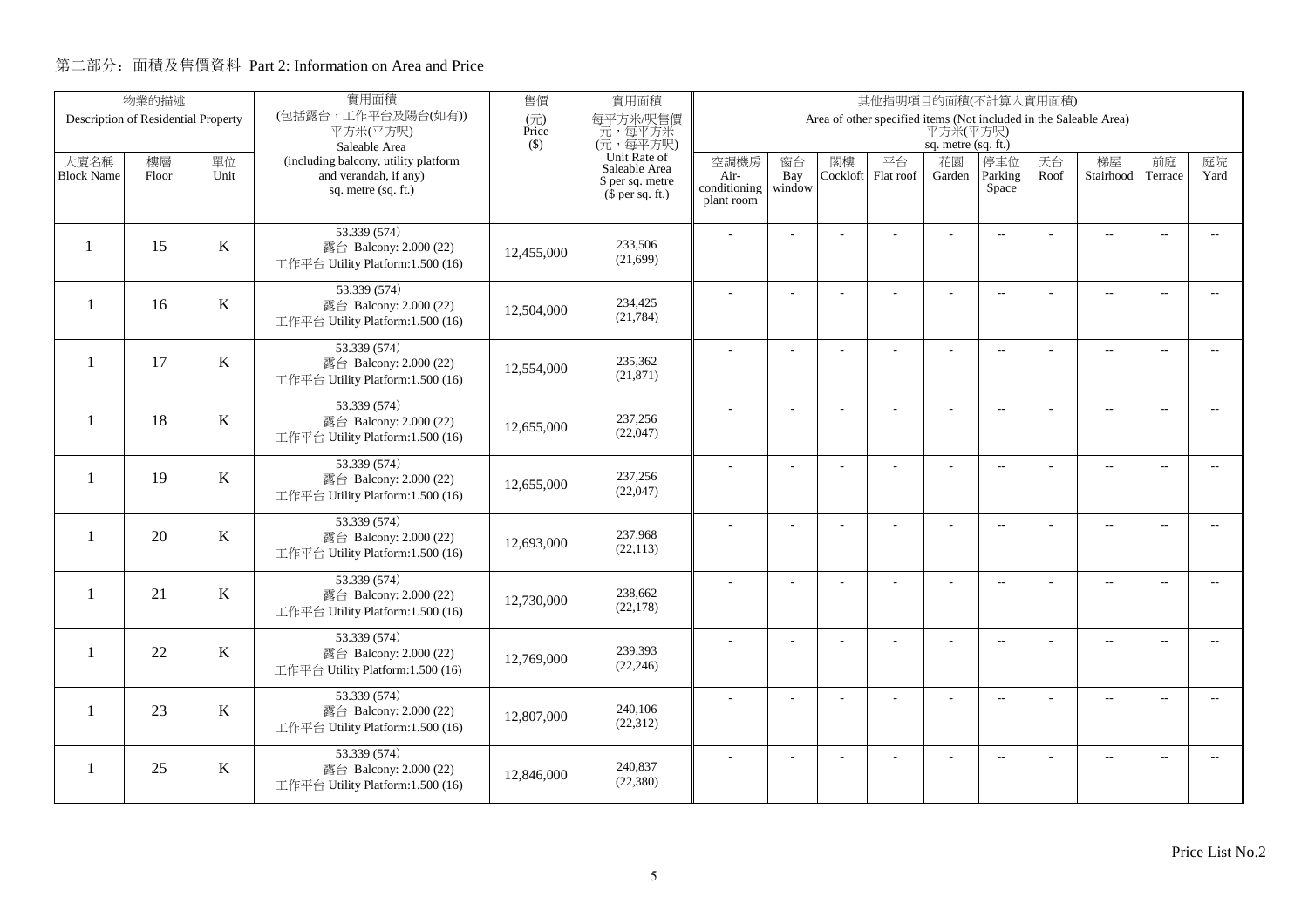## 第二部分：面積及售價資料 Part 2: Information on Area and Price

| 物業的描述 Description of Residential Property | | | 實用面積 (包括露台，工作平台及陽台(如有)) 平方米(平方呎) Saleable Area (including balcony, utility platform and verandah, if any) sq. metre (sq. ft.) | 售價 (元) Price ($) | 實用面積 每平方米/呎售價 元，每平方米 (元，每平方呎) Unit Rate of Saleable Area $ per sq. metre ($ per sq. ft.) | 其他指明項目的面積(不計算入實用面積) Area of other specified items (Not included in the Saleable Area) 平方米(平方呎) sq. metre (sq. ft.) | | | | | | | | | |
|---|---|---|---|---|---|---|---|---|---|---|---|---|---|---|---|
| 大廈名稱 Block Name | 樓層 Floor | 單位 Unit | | | | 空調機房 Air-conditioning plant room | 窗台 Bay window | 閣樓 Cockloft | 平台 Flat roof | 花園 Garden | 停車位 Parking Space | 天台 Roof | 梯屋 Stairhood | 前庭 Terrace | 庭院 Yard |
| 1 | 15 | K | 53.339 (574) 露台 Balcony: 2.000 (22) 工作平台 Utility Platform:1.500 (16) | 12,455,000 | 233,506 (21,699) | - | - | - | - | - | -- | - | -- | -- | -- |
| 1 | 16 | K | 53.339 (574) 露台 Balcony: 2.000 (22) 工作平台 Utility Platform:1.500 (16) | 12,504,000 | 234,425 (21,784) | - | - | - | - | - | -- | - | -- | -- | -- |
| 1 | 17 | K | 53.339 (574) 露台 Balcony: 2.000 (22) 工作平台 Utility Platform:1.500 (16) | 12,554,000 | 235,362 (21,871) | - | - | - | - | - | -- | - | -- | -- | -- |
| 1 | 18 | K | 53.339 (574) 露台 Balcony: 2.000 (22) 工作平台 Utility Platform:1.500 (16) | 12,655,000 | 237,256 (22,047) | - | - | - | - | - | -- | - | -- | -- | -- |
| 1 | 19 | K | 53.339 (574) 露台 Balcony: 2.000 (22) 工作平台 Utility Platform:1.500 (16) | 12,655,000 | 237,256 (22,047) | - | - | - | - | - | -- | - | -- | -- | -- |
| 1 | 20 | K | 53.339 (574) 露台 Balcony: 2.000 (22) 工作平台 Utility Platform:1.500 (16) | 12,693,000 | 237,968 (22,113) | - | - | - | - | - | -- | - | -- | -- | -- |
| 1 | 21 | K | 53.339 (574) 露台 Balcony: 2.000 (22) 工作平台 Utility Platform:1.500 (16) | 12,730,000 | 238,662 (22,178) | - | - | - | - | - | -- | - | -- | -- | -- |
| 1 | 22 | K | 53.339 (574) 露台 Balcony: 2.000 (22) 工作平台 Utility Platform:1.500 (16) | 12,769,000 | 239,393 (22,246) | - | - | - | - | - | -- | - | -- | -- | -- |
| 1 | 23 | K | 53.339 (574) 露台 Balcony: 2.000 (22) 工作平台 Utility Platform:1.500 (16) | 12,807,000 | 240,106 (22,312) | - | - | - | - | - | -- | - | -- | -- | -- |
| 1 | 25 | K | 53.339 (574) 露台 Balcony: 2.000 (22) 工作平台 Utility Platform:1.500 (16) | 12,846,000 | 240,837 (22,380) | - | - | - | - | - | -- | - | -- | -- | -- |

Price List No.2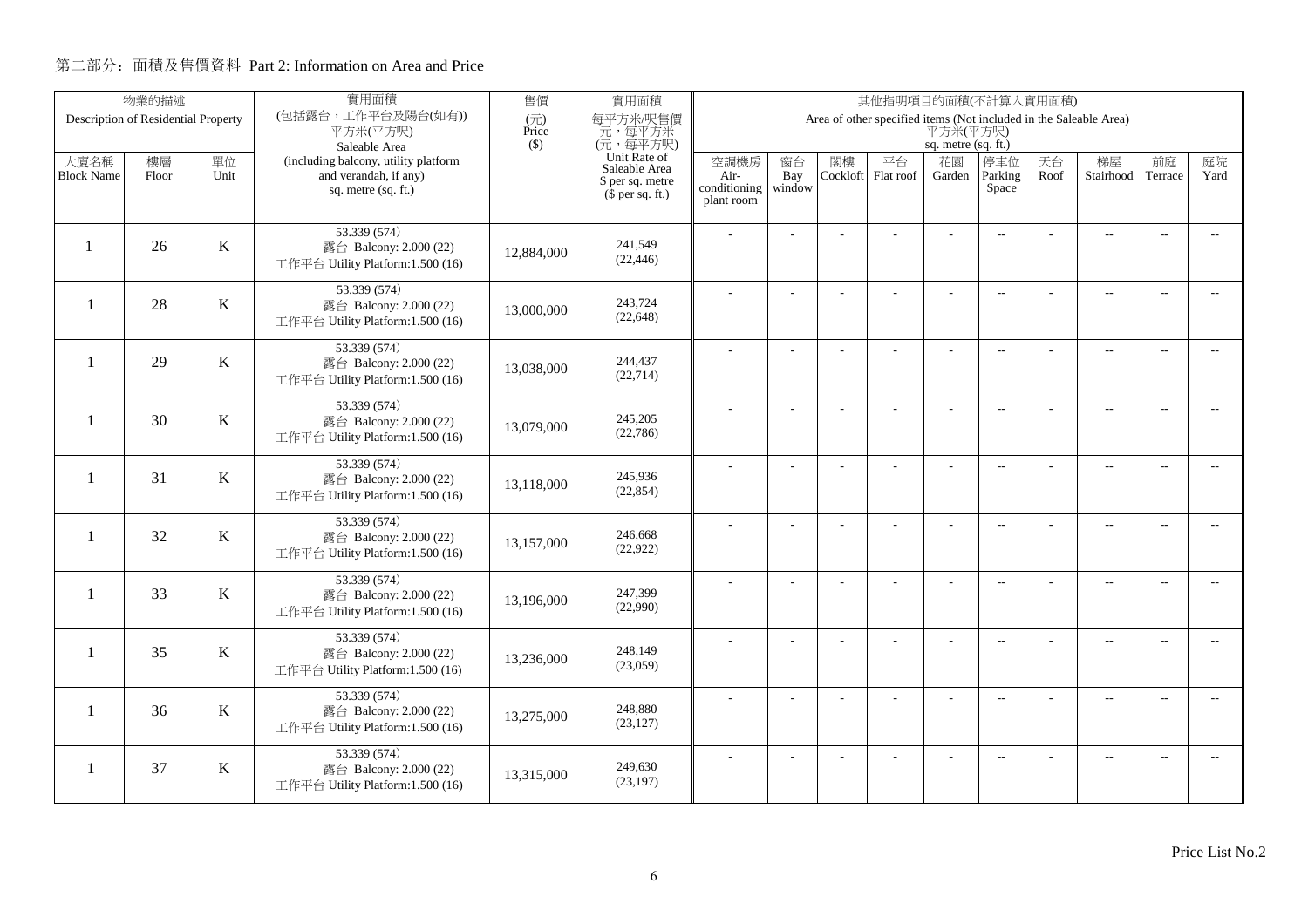## 第二部分：面積及售價資料 Part 2: Information on Area and Price

| 物業的描述 Description of Residential Property | | | 實用面積 (包括露台，工作平台及陽台(如有)) 平方米(平方呎) Saleable Area (including balcony, utility platform and verandah, if any) sq. metre (sq. ft.) | 售價 (元) Price ($) | 實用面積 每平方米/呎售價 元，每平方米 (元，每平方呎) Unit Rate of Saleable Area $ per sq. metre ($ per sq. ft.) | 其他指明項目的面積(不計算入實用面積) Area of other specified items (Not included in the Saleable Area) 平方米(平方呎) sq. metre (sq. ft.) | | | | | | | | | |
|---|---|---|---|---|---|---|---|---|---|---|---|---|---|---|---|
| 大廈名稱 Block Name | 樓層 Floor | 單位 Unit | | | | 空調機房 Air-conditioning plant room | 窗台 Bay window | 閣樓 Cockloft | 平台 Flat roof | 花園 Garden | 停車位 Parking Space | 天台 Roof | 梯屋 Stairhood | 前庭 Terrace | 庭院 Yard |
| 1 | 26 | K | 53.339 (574) 露台 Balcony: 2.000 (22) 工作平台 Utility Platform:1.500 (16) | 12,884,000 | 241,549 (22,446) | - | - | - | - | - | -- | - | -- | -- | -- |
| 1 | 28 | K | 53.339 (574) 露台 Balcony: 2.000 (22) 工作平台 Utility Platform:1.500 (16) | 13,000,000 | 243,724 (22,648) | - | - | - | - | - | -- | - | -- | -- | -- |
| 1 | 29 | K | 53.339 (574) 露台 Balcony: 2.000 (22) 工作平台 Utility Platform:1.500 (16) | 13,038,000 | 244,437 (22,714) | - | - | - | - | - | -- | - | -- | -- | -- |
| 1 | 30 | K | 53.339 (574) 露台 Balcony: 2.000 (22) 工作平台 Utility Platform:1.500 (16) | 13,079,000 | 245,205 (22,786) | - | - | - | - | - | -- | - | -- | -- | -- |
| 1 | 31 | K | 53.339 (574) 露台 Balcony: 2.000 (22) 工作平台 Utility Platform:1.500 (16) | 13,118,000 | 245,936 (22,854) | - | - | - | - | - | -- | - | -- | -- | -- |
| 1 | 32 | K | 53.339 (574) 露台 Balcony: 2.000 (22) 工作平台 Utility Platform:1.500 (16) | 13,157,000 | 246,668 (22,922) | - | - | - | - | - | -- | - | -- | -- | -- |
| 1 | 33 | K | 53.339 (574) 露台 Balcony: 2.000 (22) 工作平台 Utility Platform:1.500 (16) | 13,196,000 | 247,399 (22,990) | - | - | - | - | - | -- | - | -- | -- | -- |
| 1 | 35 | K | 53.339 (574) 露台 Balcony: 2.000 (22) 工作平台 Utility Platform:1.500 (16) | 13,236,000 | 248,149 (23,059) | - | - | - | - | - | -- | - | -- | -- | -- |
| 1 | 36 | K | 53.339 (574) 露台 Balcony: 2.000 (22) 工作平台 Utility Platform:1.500 (16) | 13,275,000 | 248,880 (23,127) | - | - | - | - | - | -- | - | -- | -- | -- |
| 1 | 37 | K | 53.339 (574) 露台 Balcony: 2.000 (22) 工作平台 Utility Platform:1.500 (16) | 13,315,000 | 249,630 (23,197) | - | - | - | - | - | -- | - | -- | -- | -- |

Price List No.2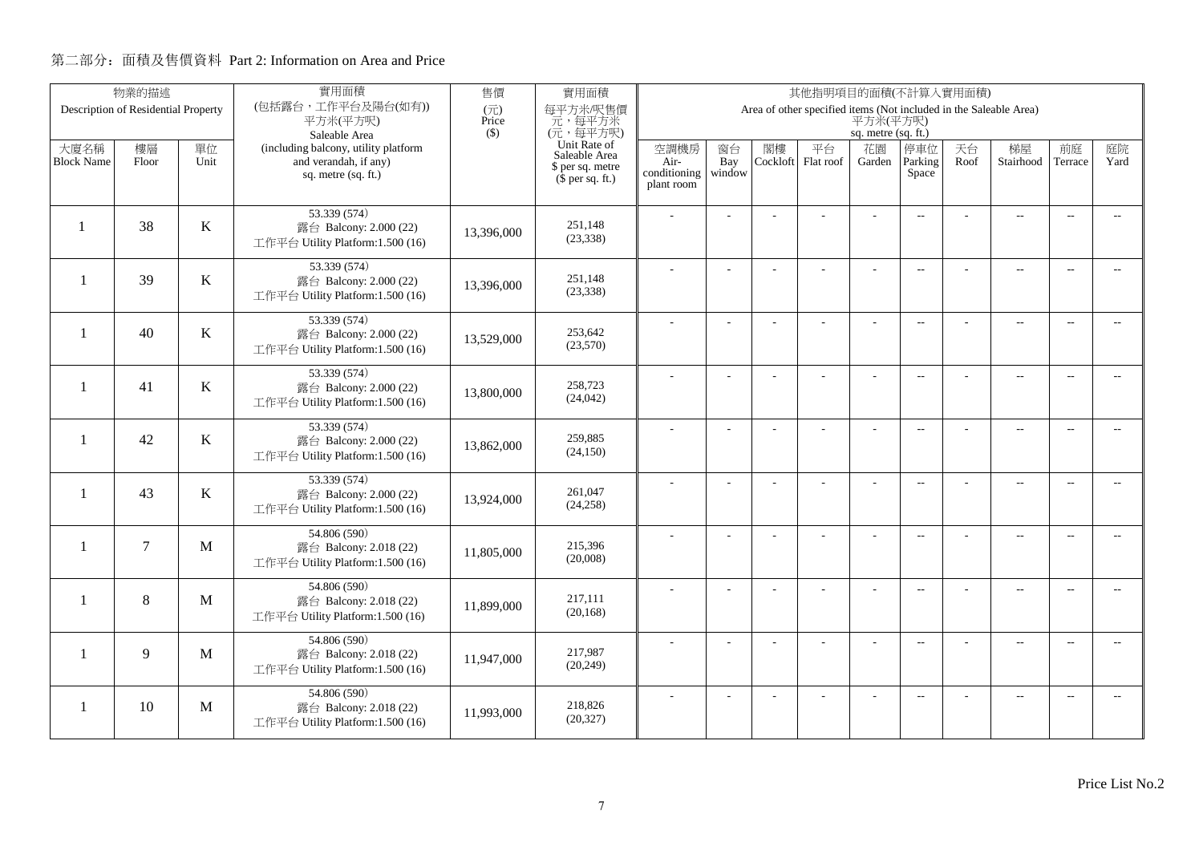## 第二部分：面積及售價資料 Part 2: Information on Area and Price

| 物業的描述 Description of Residential Property | | | 實用面積 (包括露台，工作平台及陽台(如有)) 平方米(平方呎) Saleable Area (including balcony, utility platform and verandah, if any) sq. metre (sq. ft.) | 售價 (元) Price ($) | 實用面積 每平方米/呎售價 元，每平方米 (元，每平方呎) Unit Rate of Saleable Area $ per sq. metre ($ per sq. ft.) | 其他指明項目的面積(不計算入實用面積) Area of other specified items (Not included in the Saleable Area) 平方米(平方呎) sq. metre (sq. ft.) | | | | | | | | | |
|---|---|---|---|---|---|---|---|---|---|---|---|---|---|---|---|
| 大廈名稱 Block Name | 樓層 Floor | 單位 Unit | | | | 空調機房 Air-conditioning plant room | 窗台 Bay window | 閣樓 Cockloft | 平台 Flat roof | 花園 Garden | 停車位 Parking Space | 天台 Roof | 梯屋 Stairhood | 前庭 Terrace | 庭院 Yard |
| 1 | 38 | K | 53.339 (574) 露台 Balcony: 2.000 (22) 工作平台 Utility Platform:1.500 (16) | 13,396,000 | 251,148 (23,338) | - | - | - | - | - | -- | - | -- | -- | -- |
| 1 | 39 | K | 53.339 (574) 露台 Balcony: 2.000 (22) 工作平台 Utility Platform:1.500 (16) | 13,396,000 | 251,148 (23,338) | - | - | - | - | - | -- | - | -- | -- | -- |
| 1 | 40 | K | 53.339 (574) 露台 Balcony: 2.000 (22) 工作平台 Utility Platform:1.500 (16) | 13,529,000 | 253,642 (23,570) | - | - | - | - | - | -- | - | -- | -- | -- |
| 1 | 41 | K | 53.339 (574) 露台 Balcony: 2.000 (22) 工作平台 Utility Platform:1.500 (16) | 13,800,000 | 258,723 (24,042) | - | - | - | - | - | -- | - | -- | -- | -- |
| 1 | 42 | K | 53.339 (574) 露台 Balcony: 2.000 (22) 工作平台 Utility Platform:1.500 (16) | 13,862,000 | 259,885 (24,150) | - | - | - | - | - | -- | - | -- | -- | -- |
| 1 | 43 | K | 53.339 (574) 露台 Balcony: 2.000 (22) 工作平台 Utility Platform:1.500 (16) | 13,924,000 | 261,047 (24,258) | - | - | - | - | - | -- | - | -- | -- | -- |
| 1 | 7 | M | 54.806 (590) 露台 Balcony: 2.018 (22) 工作平台 Utility Platform:1.500 (16) | 11,805,000 | 215,396 (20,008) | - | - | - | - | - | -- | - | -- | -- | -- |
| 1 | 8 | M | 54.806 (590) 露台 Balcony: 2.018 (22) 工作平台 Utility Platform:1.500 (16) | 11,899,000 | 217,111 (20,168) | - | - | - | - | - | -- | - | -- | -- | -- |
| 1 | 9 | M | 54.806 (590) 露台 Balcony: 2.018 (22) 工作平台 Utility Platform:1.500 (16) | 11,947,000 | 217,987 (20,249) | - | - | - | - | - | -- | - | -- | -- | -- |
| 1 | 10 | M | 54.806 (590) 露台 Balcony: 2.018 (22) 工作平台 Utility Platform:1.500 (16) | 11,993,000 | 218,826 (20,327) | - | - | - | - | - | -- | - | -- | -- | -- |

Price List No.2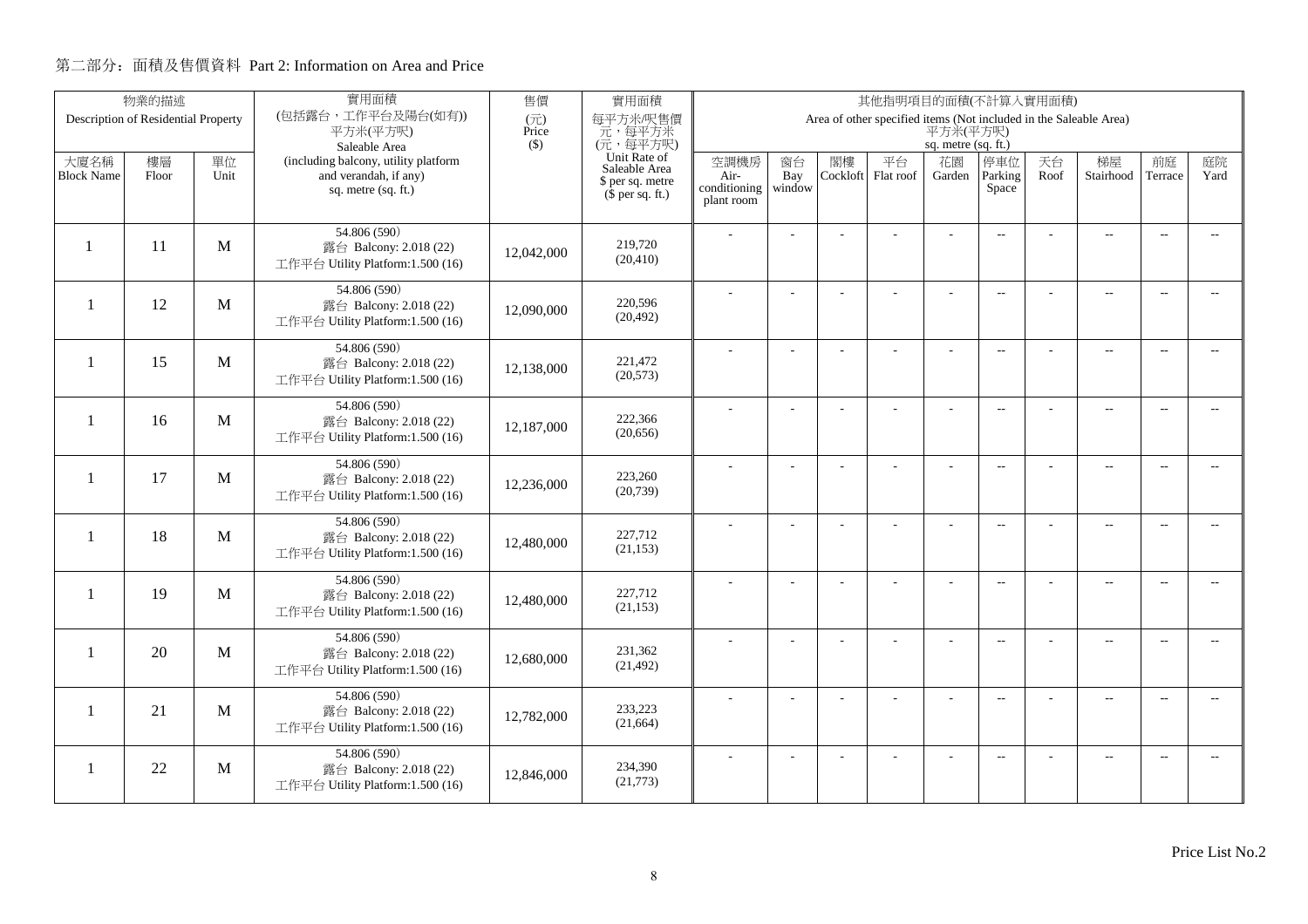## 第二部分：面積及售價資料 Part 2: Information on Area and Price

| 物業的描述 Description of Residential Property | | | 實用面積 (包括露台，工作平台及陽台(如有)) 平方米(平方呎) Saleable Area (including balcony, utility platform and verandah, if any) sq. metre (sq. ft.) | 售價 (元) Price ($) | 實用面積 每平方米/呎售價 元，每平方米 (元，每平方呎) Unit Rate of Saleable Area $ per sq. metre ($ per sq. ft.) | 其他指明項目的面積(不計算入實用面積) Area of other specified items (Not included in the Saleable Area) 平方米(平方呎) sq. metre (sq. ft.) | | | | | | | | | |
|---|---|---|---|---|---|---|---|---|---|---|---|---|---|---|---|
| 大廈名稱 Block Name | 樓層 Floor | 單位 Unit | | | | 空調機房 Air-conditioning plant room | 窗台 Bay window | 閣樓 Cockloft | 平台 Flat roof | 花園 Garden | 停車位 Parking Space | 天台 Roof | 梯屋 Stairhood | 前庭 Terrace | 庭院 Yard |
| 1 | 11 | M | 54.806 (590) 露台 Balcony: 2.018 (22) 工作平台 Utility Platform:1.500 (16) | 12,042,000 | 219,720 (20,410) | - | - | - | - | - | -- | - | -- | -- | -- |
| 1 | 12 | M | 54.806 (590) 露台 Balcony: 2.018 (22) 工作平台 Utility Platform:1.500 (16) | 12,090,000 | 220,596 (20,492) | - | - | - | - | - | -- | - | -- | -- | -- |
| 1 | 15 | M | 54.806 (590) 露台 Balcony: 2.018 (22) 工作平台 Utility Platform:1.500 (16) | 12,138,000 | 221,472 (20,573) | - | - | - | - | - | -- | - | -- | -- | -- |
| 1 | 16 | M | 54.806 (590) 露台 Balcony: 2.018 (22) 工作平台 Utility Platform:1.500 (16) | 12,187,000 | 222,366 (20,656) | - | - | - | - | - | -- | - | -- | -- | -- |
| 1 | 17 | M | 54.806 (590) 露台 Balcony: 2.018 (22) 工作平台 Utility Platform:1.500 (16) | 12,236,000 | 223,260 (20,739) | - | - | - | - | - | -- | - | -- | -- | -- |
| 1 | 18 | M | 54.806 (590) 露台 Balcony: 2.018 (22) 工作平台 Utility Platform:1.500 (16) | 12,480,000 | 227,712 (21,153) | - | - | - | - | - | -- | - | -- | -- | -- |
| 1 | 19 | M | 54.806 (590) 露台 Balcony: 2.018 (22) 工作平台 Utility Platform:1.500 (16) | 12,480,000 | 227,712 (21,153) | - | - | - | - | - | -- | - | -- | -- | -- |
| 1 | 20 | M | 54.806 (590) 露台 Balcony: 2.018 (22) 工作平台 Utility Platform:1.500 (16) | 12,680,000 | 231,362 (21,492) | - | - | - | - | - | -- | - | -- | -- | -- |
| 1 | 21 | M | 54.806 (590) 露台 Balcony: 2.018 (22) 工作平台 Utility Platform:1.500 (16) | 12,782,000 | 233,223 (21,664) | - | - | - | - | - | -- | - | -- | -- | -- |
| 1 | 22 | M | 54.806 (590) 露台 Balcony: 2.018 (22) 工作平台 Utility Platform:1.500 (16) | 12,846,000 | 234,390 (21,773) | - | - | - | - | - | -- | - | -- | -- | -- |

Price List No.2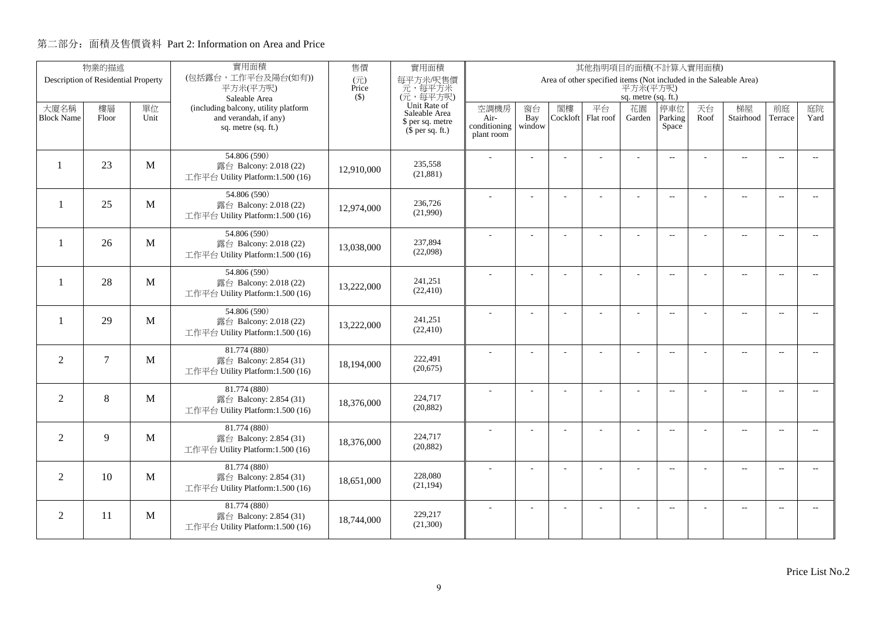## 第二部分：面積及售價資料 Part 2: Information on Area and Price

| 物業的描述 Description of Residential Property | | | 實用面積 (包括露台，工作平台及陽台(如有)) 平方米(平方呎) Saleable Area (including balcony, utility platform and verandah, if any) sq. metre (sq. ft.) | 售價 (元) Price ($) | 實用面積 每平方米/呎售價 元，每平方米 (元，每平方呎) Unit Rate of Saleable Area $ per sq. metre ($ per sq. ft.) | 其他指明項目的面積(不計算入實用面積) Area of other specified items (Not included in the Saleable Area) 平方米(平方呎) sq. metre (sq. ft.) | | | | | | | | | |
|---|---|---|---|---|---|---|---|---|---|---|---|---|---|---|---|
| 大廈名稱 Block Name | 樓層 Floor | 單位 Unit | | | | 空調機房 Air-conditioning plant room | 窗台 Bay window | 閣樓 Cockloft | 平台 Flat roof | 花園 Garden | 停車位 Parking Space | 天台 Roof | 梯屋 Stairhood | 前庭 Terrace | 庭院 Yard |
| 1 | 23 | M | 54.806 (590) 露台 Balcony: 2.018 (22) 工作平台 Utility Platform:1.500 (16) | 12,910,000 | 235,558 (21,881) | - | - | - | - | - | -- | - | -- | -- | -- |
| 1 | 25 | M | 54.806 (590) 露台 Balcony: 2.018 (22) 工作平台 Utility Platform:1.500 (16) | 12,974,000 | 236,726 (21,990) | - | - | - | - | - | -- | - | -- | -- | -- |
| 1 | 26 | M | 54.806 (590) 露台 Balcony: 2.018 (22) 工作平台 Utility Platform:1.500 (16) | 13,038,000 | 237,894 (22,098) | - | - | - | - | - | -- | - | -- | -- | -- |
| 1 | 28 | M | 54.806 (590) 露台 Balcony: 2.018 (22) 工作平台 Utility Platform:1.500 (16) | 13,222,000 | 241,251 (22,410) | - | - | - | - | - | -- | - | -- | -- | -- |
| 1 | 29 | M | 54.806 (590) 露台 Balcony: 2.018 (22) 工作平台 Utility Platform:1.500 (16) | 13,222,000 | 241,251 (22,410) | - | - | - | - | - | -- | - | -- | -- | -- |
| 2 | 7 | M | 81.774 (880) 露台 Balcony: 2.854 (31) 工作平台 Utility Platform:1.500 (16) | 18,194,000 | 222,491 (20,675) | - | - | - | - | - | -- | - | -- | -- | -- |
| 2 | 8 | M | 81.774 (880) 露台 Balcony: 2.854 (31) 工作平台 Utility Platform:1.500 (16) | 18,376,000 | 224,717 (20,882) | - | - | - | - | - | -- | - | -- | -- | -- |
| 2 | 9 | M | 81.774 (880) 露台 Balcony: 2.854 (31) 工作平台 Utility Platform:1.500 (16) | 18,376,000 | 224,717 (20,882) | - | - | - | - | - | -- | - | -- | -- | -- |
| 2 | 10 | M | 81.774 (880) 露台 Balcony: 2.854 (31) 工作平台 Utility Platform:1.500 (16) | 18,651,000 | 228,080 (21,194) | - | - | - | - | - | -- | - | -- | -- | -- |
| 2 | 11 | M | 81.774 (880) 露台 Balcony: 2.854 (31) 工作平台 Utility Platform:1.500 (16) | 18,744,000 | 229,217 (21,300) | - | - | - | - | - | -- | - | -- | -- | -- |

Price List No.2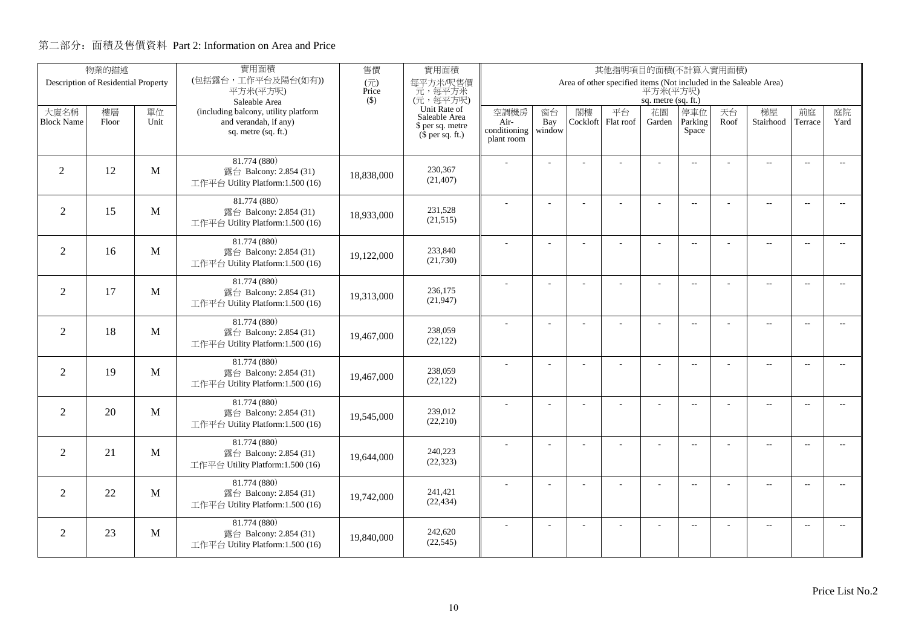## 第二部分：面積及售價資料 Part 2: Information on Area and Price

| 物業的描述 Description of Residential Property | | | 實用面積 (包括露台，工作平台及陽台(如有)) 平方米(平方呎) Saleable Area (including balcony, utility platform and verandah, if any) sq. metre (sq. ft.) | 售價 (元) Price ($) | 實用面積 每平方米/呎售價 元，每平方米 (元，每平方呎) Unit Rate of Saleable Area $ per sq. metre ($ per sq. ft.) | 其他指明項目的面積(不計算入實用面積) Area of other specified items (Not included in the Saleable Area) 平方米(平方呎) sq. metre (sq. ft.) | | | | | | | | | |
|---|---|---|---|---|---|---|---|---|---|---|---|---|---|---|---|
| 大廈名稱 Block Name | 樓層 Floor | 單位 Unit | | | | 空調機房 Air-conditioning plant room | 窗台 Bay window | 閣樓 Cockloft | 平台 Flat roof | 花園 Garden | 停車位 Parking Space | 天台 Roof | 梯屋 Stairhood | 前庭 Terrace | 庭院 Yard |
| 2 | 12 | M | 81.774 (880) 露台 Balcony: 2.854 (31) 工作平台 Utility Platform:1.500 (16) | 18,838,000 | 230,367 (21,407) | - | - | - | - | - | -- | - | -- | -- | -- |
| 2 | 15 | M | 81.774 (880) 露台 Balcony: 2.854 (31) 工作平台 Utility Platform:1.500 (16) | 18,933,000 | 231,528 (21,515) | - | - | - | - | - | -- | - | -- | -- | -- |
| 2 | 16 | M | 81.774 (880) 露台 Balcony: 2.854 (31) 工作平台 Utility Platform:1.500 (16) | 19,122,000 | 233,840 (21,730) | - | - | - | - | - | -- | - | -- | -- | -- |
| 2 | 17 | M | 81.774 (880) 露台 Balcony: 2.854 (31) 工作平台 Utility Platform:1.500 (16) | 19,313,000 | 236,175 (21,947) | - | - | - | - | - | -- | - | -- | -- | -- |
| 2 | 18 | M | 81.774 (880) 露台 Balcony: 2.854 (31) 工作平台 Utility Platform:1.500 (16) | 19,467,000 | 238,059 (22,122) | - | - | - | - | - | -- | - | -- | -- | -- |
| 2 | 19 | M | 81.774 (880) 露台 Balcony: 2.854 (31) 工作平台 Utility Platform:1.500 (16) | 19,467,000 | 238,059 (22,122) | - | - | - | - | - | -- | - | -- | -- | -- |
| 2 | 20 | M | 81.774 (880) 露台 Balcony: 2.854 (31) 工作平台 Utility Platform:1.500 (16) | 19,545,000 | 239,012 (22,210) | - | - | - | - | - | -- | - | -- | -- | -- |
| 2 | 21 | M | 81.774 (880) 露台 Balcony: 2.854 (31) 工作平台 Utility Platform:1.500 (16) | 19,644,000 | 240,223 (22,323) | - | - | - | - | - | -- | - | -- | -- | -- |
| 2 | 22 | M | 81.774 (880) 露台 Balcony: 2.854 (31) 工作平台 Utility Platform:1.500 (16) | 19,742,000 | 241,421 (22,434) | - | - | - | - | - | -- | - | -- | -- | -- |
| 2 | 23 | M | 81.774 (880) 露台 Balcony: 2.854 (31) 工作平台 Utility Platform:1.500 (16) | 19,840,000 | 242,620 (22,545) | - | - | - | - | - | -- | - | -- | -- | -- |

Price List No.2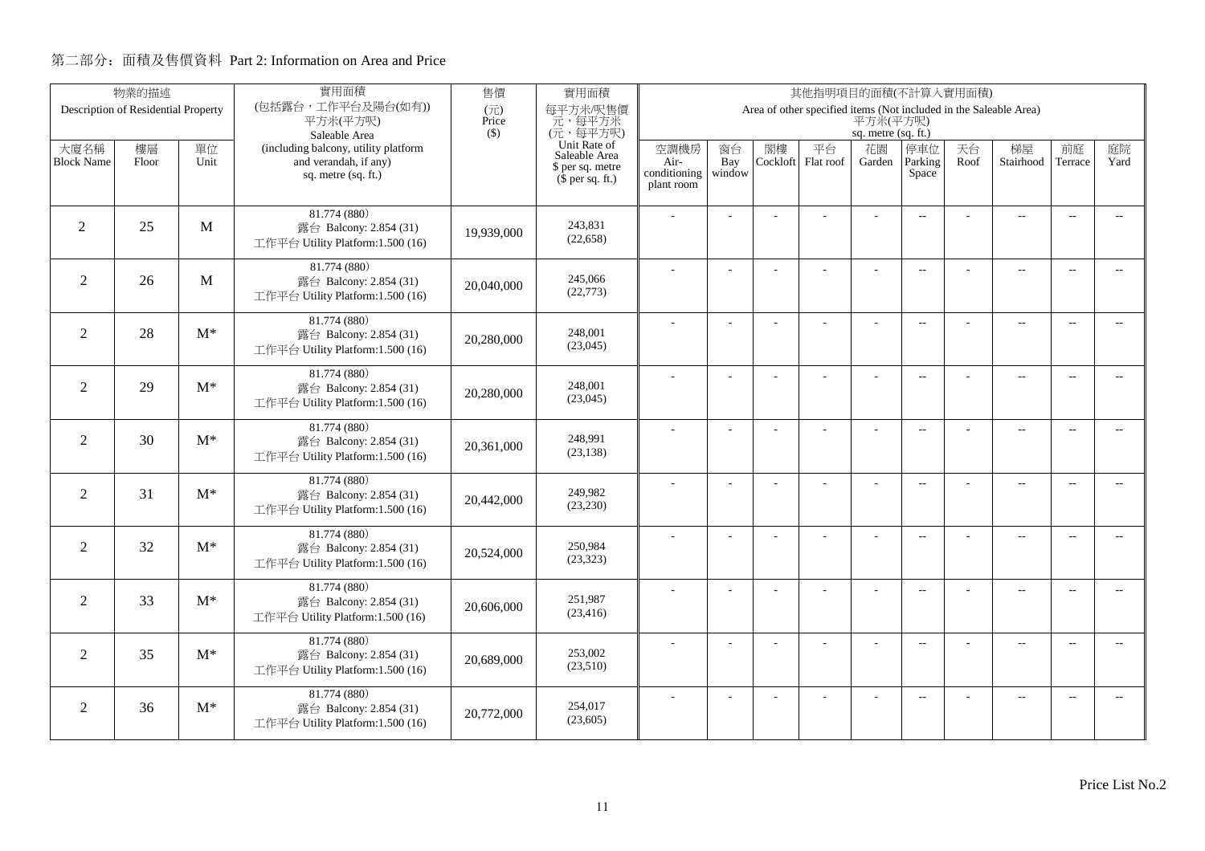## 第二部分：面積及售價資料 Part 2: Information on Area and Price

| 物業的描述 Description of Residential Property | | | 實用面積 (包括露台，工作平台及陽台(如有)) 平方米(平方呎) Saleable Area (including balcony, utility platform and verandah, if any) sq. metre (sq. ft.) | 售價 (元) Price ($) | 實用面積 每平方米/呎售價 元，每平方米 (元，每平方呎) Unit Rate of Saleable Area $ per sq. metre ($ per sq. ft.) | 其他指明項目的面積(不計算入實用面積) Area of other specified items (Not included in the Saleable Area) 平方米(平方呎) sq. metre (sq. ft.) | | | | | | | | | |
|---|---|---|---|---|---|---|---|---|---|---|---|---|---|---|---|
| 大廈名稱 Block Name | 樓層 Floor | 單位 Unit | | | | 空調機房 Air-conditioning plant room | 窗台 Bay window | 閣樓 Cockloft | 平台 Flat roof | 花園 Garden | 停車位 Parking Space | 天台 Roof | 梯屋 Stairhood | 前庭 Terrace | 庭院 Yard |
| 2 | 25 | M | 81.774 (880) 露台 Balcony: 2.854 (31) 工作平台 Utility Platform:1.500 (16) | 19,939,000 | 243,831 (22,658) | - | - | - | - | - | -- | - | -- | -- | -- |
| 2 | 26 | M | 81.774 (880) 露台 Balcony: 2.854 (31) 工作平台 Utility Platform:1.500 (16) | 20,040,000 | 245,066 (22,773) | - | - | - | - | - | -- | - | -- | -- | -- |
| 2 | 28 | M* | 81.774 (880) 露台 Balcony: 2.854 (31) 工作平台 Utility Platform:1.500 (16) | 20,280,000 | 248,001 (23,045) | - | - | - | - | - | -- | - | -- | -- | -- |
| 2 | 29 | M* | 81.774 (880) 露台 Balcony: 2.854 (31) 工作平台 Utility Platform:1.500 (16) | 20,280,000 | 248,001 (23,045) | - | - | - | - | - | -- | - | -- | -- | -- |
| 2 | 30 | M* | 81.774 (880) 露台 Balcony: 2.854 (31) 工作平台 Utility Platform:1.500 (16) | 20,361,000 | 248,991 (23,138) | - | - | - | - | - | -- | - | -- | -- | -- |
| 2 | 31 | M* | 81.774 (880) 露台 Balcony: 2.854 (31) 工作平台 Utility Platform:1.500 (16) | 20,442,000 | 249,982 (23,230) | - | - | - | - | - | -- | - | -- | -- | -- |
| 2 | 32 | M* | 81.774 (880) 露台 Balcony: 2.854 (31) 工作平台 Utility Platform:1.500 (16) | 20,524,000 | 250,984 (23,323) | - | - | - | - | - | -- | - | -- | -- | -- |
| 2 | 33 | M* | 81.774 (880) 露台 Balcony: 2.854 (31) 工作平台 Utility Platform:1.500 (16) | 20,606,000 | 251,987 (23,416) | - | - | - | - | - | -- | - | -- | -- | -- |
| 2 | 35 | M* | 81.774 (880) 露台 Balcony: 2.854 (31) 工作平台 Utility Platform:1.500 (16) | 20,689,000 | 253,002 (23,510) | - | - | - | - | - | -- | - | -- | -- | -- |
| 2 | 36 | M* | 81.774 (880) 露台 Balcony: 2.854 (31) 工作平台 Utility Platform:1.500 (16) | 20,772,000 | 254,017 (23,605) | - | - | - | - | - | -- | - | -- | -- | -- |

Price List No.2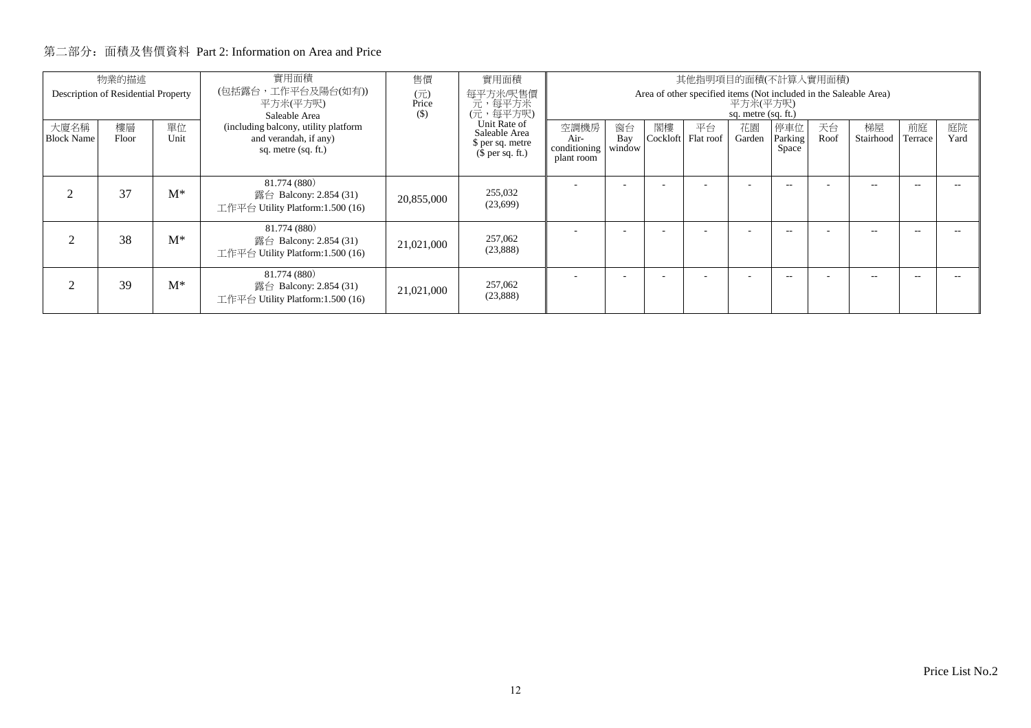第二部分：面積及售價資料 Part 2: Information on Area and Price

| 物業的描述 Description of Residential Property | | | 實用面積 (包括露台，工作平台及陽台(如有)) 平方米(平方呎) Saleable Area (including balcony, utility platform and verandah, if any) sq. metre (sq. ft.) | 售價 (元) Price ($) | 實用面積 每平方米/呎售價 元，每平方米 (元，每平方呎) Unit Rate of Saleable Area $ per sq. metre ($ per sq. ft.) | 其他指明項目的面積(不計算入實用面積) Area of other specified items (Not included in the Saleable Area) 平方米(平方呎) sq. metre (sq. ft.) | | | | | | | | | |
|---|---|---|---|---|---|---|---|---|---|---|---|---|---|---|---|
| 大廈名稱 Block Name | 樓層 Floor | 單位 Unit | | | | 空調機房 Air-conditioning plant room | 窗台 Bay window | 閣樓 Cockloft | 平台 Flat roof | 花園 Garden | 停車位 Parking Space | 天台 Roof | 梯屋 Stairhood | 前庭 Terrace | 庭院 Yard |
| 2 | 37 | M* | 81.774 (880)<br>露台 Balcony: 2.854 (31)<br>工作平台 Utility Platform:1.500 (16) | 20,855,000 | 255,032<br>(23,699) | - | - | - | - | - | -- | - | -- | -- | -- |
| 2 | 38 | M* | 81.774 (880)<br>露台 Balcony: 2.854 (31)<br>工作平台 Utility Platform:1.500 (16) | 21,021,000 | 257,062<br>(23,888) | - | - | - | - | - | -- | - | -- | -- | -- |
| 2 | 39 | M* | 81.774 (880)<br>露台 Balcony: 2.854 (31)<br>工作平台 Utility Platform:1.500 (16) | 21,021,000 | 257,062<br>(23,888) | - | - | - | - | - | -- | - | -- | -- | -- |

Price List No.2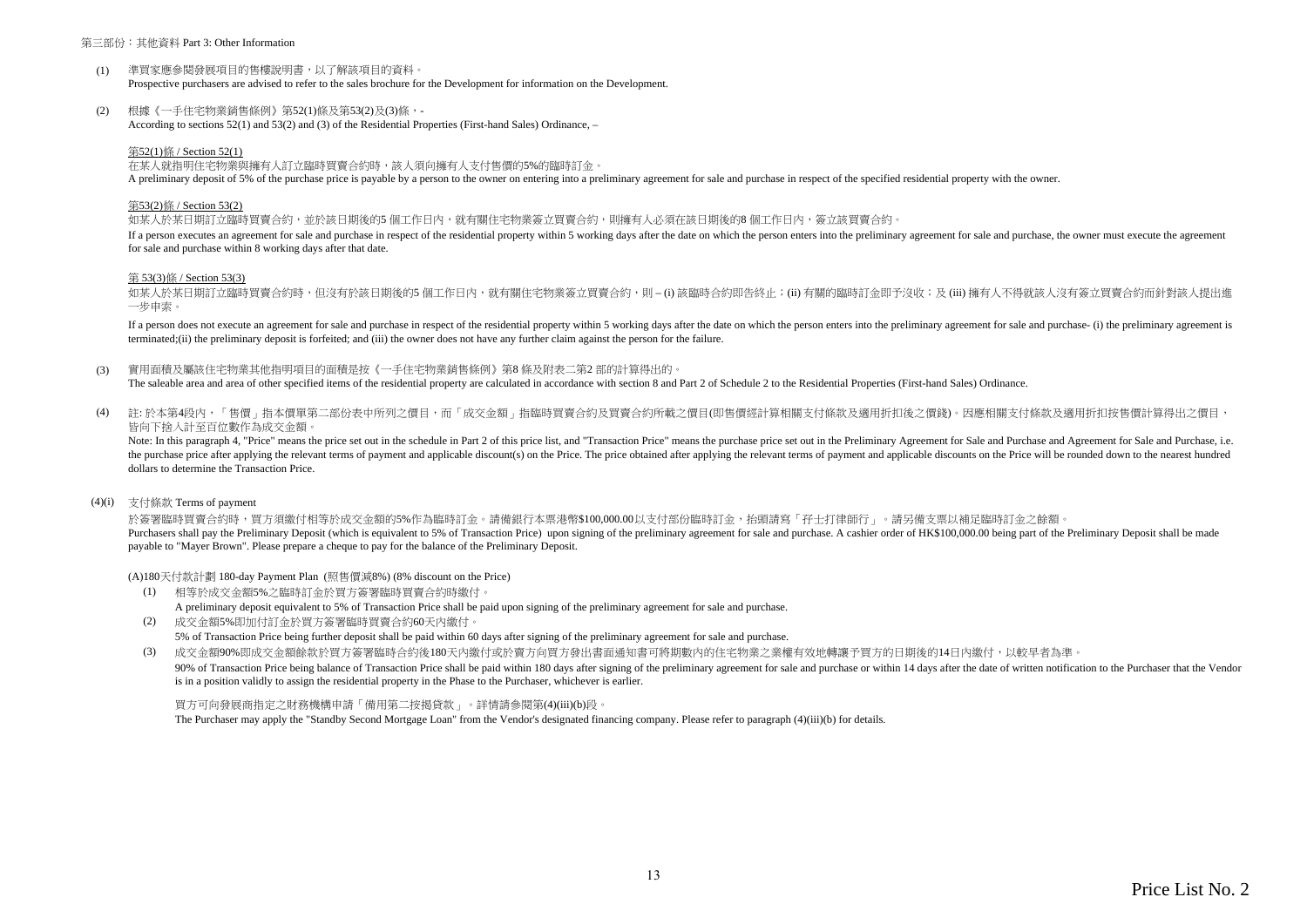第三部份：其他資料 Part 3: Other Information

(1) 準買家應參閱發展項目的售樓說明書，以了解該項目的資料。
Prospective purchasers are advised to refer to the sales brochure for the Development for information on the Development.

(2) 根據《一手住宅物業銷售條例》第52(1)條及第53(2)及(3)條，-
According to sections 52(1) and 53(2) and (3) of the Residential Properties (First-hand Sales) Ordinance, –

第52(1)條 / Section 52(1)

在某人就指明住宅物業與擁有人訂立臨時買賣合約時，該人須向擁有人支付售價的5%的臨時訂金。
A preliminary deposit of 5% of the purchase price is payable by a person to the owner on entering into a preliminary agreement for sale and purchase in respect of the specified residential property with the owner.

第53(2)條 / Section 53(2)

如某人於某日期訂立臨時買賣合約，並於該日期後的5 個工作日內，就有關住宅物業簽立買賣合約，則擁有人必須在該日期後的8 個工作日內，簽立該買賣合約。
If a person executes an agreement for sale and purchase in respect of the residential property within 5 working days after the date on which the person enters into the preliminary agreement for sale and purchase, the owner must execute the agreement for sale and purchase within 8 working days after that date.

第 53(3)條 / Section 53(3)

如某人於某日期訂立臨時買賣合約時，但沒有於該日期後的5 個工作日內，就有關住宅物業簽立買賣合約，則 – (i) 該臨時合約即告終止；(ii) 有關的臨時訂金即予沒收；及 (iii) 擁有人不得就該人沒有簽立買賣合約而針對該人提出進一步申索。

If a person does not execute an agreement for sale and purchase in respect of the residential property within 5 working days after the date on which the person enters into the preliminary agreement for sale and purchase- (i) the preliminary agreement is terminated;(ii) the preliminary deposit is forfeited; and (iii) the owner does not have any further claim against the person for the failure.

(3) 實用面積及屬該住宅物業其他指明項目的面積是按《一手住宅物業銷售條例》第8 條及附表二第2 部的計算得出的。
The saleable area and area of other specified items of the residential property are calculated in accordance with section 8 and Part 2 of Schedule 2 to the Residential Properties (First-hand Sales) Ordinance.

(4) 註: 於本第4段內，「 售價 」指本價單第二部份表中所列之價目，而「成交金額」指臨時買賣合約及買賣合約所載之價目(即售價經計算相關支付條款及適用折扣後之價錢)。因應相關支付條款及適用折扣按售價計算得出之價目，皆向下捨入計至百位數作為成交金額。
Note: In this paragraph 4, "Price" means the price set out in the schedule in Part 2 of this price list, and "Transaction Price" means the purchase price set out in the Preliminary Agreement for Sale and Purchase and Agreement for Sale and Purchase, i.e. the purchase price after applying the relevant terms of payment and applicable discount(s) on the Price. The price obtained after applying the relevant terms of payment and applicable discounts on the Price will be rounded down to the nearest hundred dollars to determine the Transaction Price.

(4)(i) 支付條款 Terms of payment

於簽署臨時買賣合約時，買方須繳付相等於成交金額的5%作為臨時訂金。請備銀行本票港幣$100,000.00以支付部份臨時訂金，抬頭請寫「孖士打律師行」。請另備支票以補足臨時訂金之餘額。
Purchasers shall pay the Preliminary Deposit (which is equivalent to 5% of Transaction Price) upon signing of the preliminary agreement for sale and purchase. A cashier order of HK$100,000.00 being part of the Preliminary Deposit shall be made payable to "Mayer Brown". Please prepare a cheque to pay for the balance of the Preliminary Deposit.

(A)180天付款計劃 180-day Payment Plan (照售價減8%) (8% discount on the Price)

(1) 相等於成交金額5%之臨時訂金於買方簽署臨時買賣合約時繳付。
A preliminary deposit equivalent to 5% of Transaction Price shall be paid upon signing of the preliminary agreement for sale and purchase.

(2) 成交金額5%即加付訂金於買方簽署臨時買賣合約60天內繳付。
5% of Transaction Price being further deposit shall be paid within 60 days after signing of the preliminary agreement for sale and purchase.

(3) 成交金額90%即成交金額餘款於買方簽署臨時合約後180天內繳付或於賣方向買方發出書面通知書可將期數內的住宅物業之業權有效地轉讓予買方的日期後的14日內繳付，以較早者為準。
90% of Transaction Price being balance of Transaction Price shall be paid within 180 days after signing of the preliminary agreement for sale and purchase or within 14 days after the date of written notification to the Purchaser that the Vendor is in a position validly to assign the residential property in the Phase to the Purchaser, whichever is earlier.

買方可向發展商指定之財務機構申請「備用第二按揭貸款」。詳情請參閱第(4)(iii)(b)段。
The Purchaser may apply the "Standby Second Mortgage Loan" from the Vendor's designated financing company. Please refer to paragraph (4)(iii)(b) for details.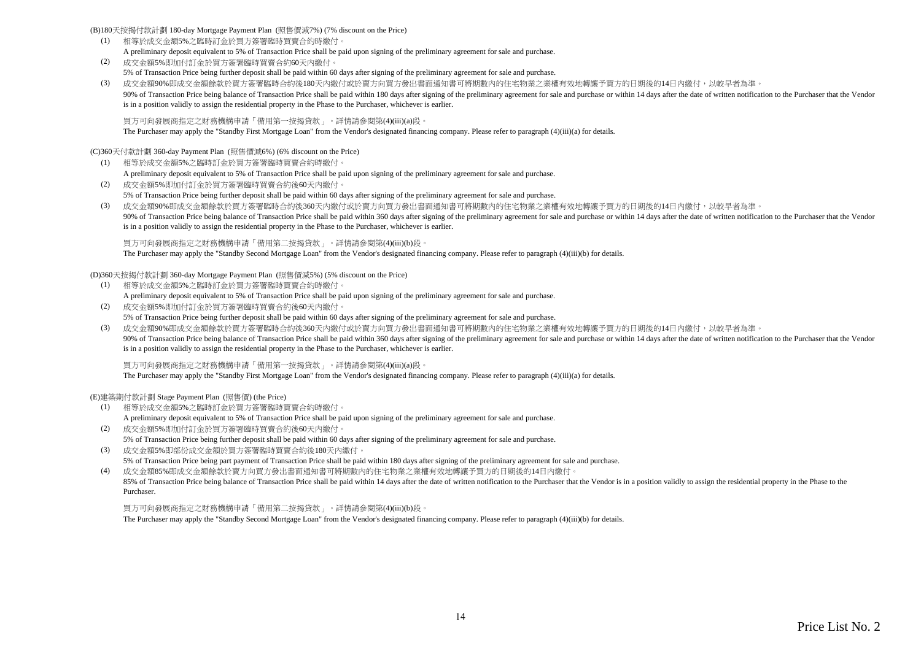(B)180天按揭付款計劃 180-day Mortgage Payment Plan (照售價減7%) (7% discount on the Price)

(1) 相等於成交金額5%之臨時訂金於買方簽署臨時買賣合約時繳付。
A preliminary deposit equivalent to 5% of Transaction Price shall be paid upon signing of the preliminary agreement for sale and purchase.

(2) 成交金額5%即加付訂金於買方簽署臨時買賣合約60天內繳付。
5% of Transaction Price being further deposit shall be paid within 60 days after signing of the preliminary agreement for sale and purchase.

(3) 成交金額90%即成交金額餘款於買方簽署臨時合約後180天內繳付或於賣方向買方發出書面通知書可將期數內的住宅物業之業權有效地轉讓予買方的日期後的14日內繳付，以較早者為準。
90% of Transaction Price being balance of Transaction Price shall be paid within 180 days after signing of the preliminary agreement for sale and purchase or within 14 days after the date of written notification to the Purchaser that the Vendor is in a position validly to assign the residential property in the Phase to the Purchaser, whichever is earlier.

買方可向發展商指定之財務機構申請「備用第一按揭貸款」。詳情請參閱第(4)(iii)(a)段。
The Purchaser may apply the "Standby First Mortgage Loan" from the Vendor's designated financing company. Please refer to paragraph (4)(iii)(a) for details.

(C)360天付款計劃 360-day Payment Plan (照售價減6%) (6% discount on the Price)

(1) 相等於成交金額5%之臨時訂金於買方簽署臨時買賣合約時繳付。
A preliminary deposit equivalent to 5% of Transaction Price shall be paid upon signing of the preliminary agreement for sale and purchase.

(2) 成交金額5%即加付訂金於買方簽署臨時買賣合約後60天內繳付。
5% of Transaction Price being further deposit shall be paid within 60 days after signing of the preliminary agreement for sale and purchase.

(3) 成交金額90%即成交金額餘款於買方簽署臨時合約後360天內繳付或於賣方向買方發出書面通知書可將期數內的住宅物業之業權有效地轉讓予買方的日期後的14日內繳付，以較早者為準。
90% of Transaction Price being balance of Transaction Price shall be paid within 360 days after signing of the preliminary agreement for sale and purchase or within 14 days after the date of written notification to the Purchaser that the Vendor is in a position validly to assign the residential property in the Phase to the Purchaser, whichever is earlier.

買方可向發展商指定之財務機構申請「備用第二按揭貸款」。詳情請參閱第(4)(iii)(b)段。
The Purchaser may apply the "Standby Second Mortgage Loan" from the Vendor's designated financing company. Please refer to paragraph (4)(iii)(b) for details.

(D)360天按揭付款計劃 360-day Mortgage Payment Plan (照售價減5%) (5% discount on the Price)

(1) 相等於成交金額5%之臨時訂金於買方簽署臨時買賣合約時繳付。
A preliminary deposit equivalent to 5% of Transaction Price shall be paid upon signing of the preliminary agreement for sale and purchase.

(2) 成交金額5%即加付訂金於買方簽署臨時買賣合約後60天內繳付。
5% of Transaction Price being further deposit shall be paid within 60 days after signing of the preliminary agreement for sale and purchase.

(3) 成交金額90%即成交金額餘款於買方簽署臨時合約後360天內繳付或於賣方向買方發出書面通知書可將期數內的住宅物業之業權有效地轉讓予買方的日期後的14日內繳付，以較早者為準。
90% of Transaction Price being balance of Transaction Price shall be paid within 360 days after signing of the preliminary agreement for sale and purchase or within 14 days after the date of written notification to the Purchaser that the Vendor is in a position validly to assign the residential property in the Phase to the Purchaser, whichever is earlier.

買方可向發展商指定之財務機構申請「備用第一按揭貸款」。詳情請參閱第(4)(iii)(a)段。
The Purchaser may apply the "Standby First Mortgage Loan" from the Vendor's designated financing company. Please refer to paragraph (4)(iii)(a) for details.

(E)建築期付款計劃 Stage Payment Plan (照售價) (the Price)

(1) 相等於成交金額5%之臨時訂金於買方簽署臨時買賣合約時繳付。
A preliminary deposit equivalent to 5% of Transaction Price shall be paid upon signing of the preliminary agreement for sale and purchase.

(2) 成交金額5%即加付訂金於買方簽署臨時買賣合約後60天內繳付。
5% of Transaction Price being further deposit shall be paid within 60 days after signing of the preliminary agreement for sale and purchase.

(3) 成交金額5%即部份成交金額於買方簽署臨時買賣合約後180天內繳付。
5% of Transaction Price being part payment of Transaction Price shall be paid within 180 days after signing of the preliminary agreement for sale and purchase.

(4) 成交金額85%即成交金額餘款於賣方向買方發出書面通知書可將期數內的住宅物業之業權有效地轉讓予買方的日期後的14日內繳付。
85% of Transaction Price being balance of Transaction Price shall be paid within 14 days after the date of written notification to the Purchaser that the Vendor is in a position validly to assign the residential property in the Phase to the Purchaser.

買方可向發展商指定之財務機構申請「備用第二按揭貸款」。詳情請參閱第(4)(iii)(b)段。
The Purchaser may apply the "Standby Second Mortgage Loan" from the Vendor's designated financing company. Please refer to paragraph (4)(iii)(b) for details.

Price List No. 2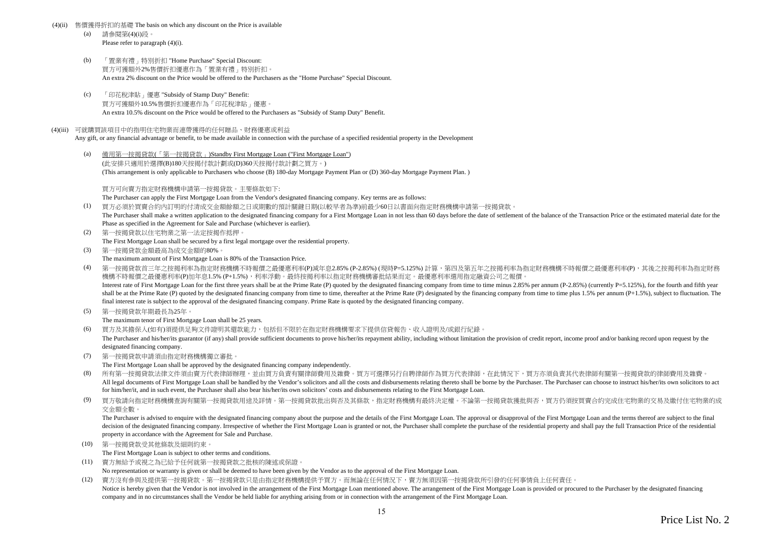(4)(ii) 售價獲得折扣的基礎 The basis on which any discount on the Price is available

(a) 請參閱第(4)(i)段。
Please refer to paragraph (4)(i).

(b) 「置業有禮」特別折扣 "Home Purchase" Special Discount:
買方可獲額外2%售價折扣優惠作為「置業有禮」特別折扣。
An extra 2% discount on the Price would be offered to the Purchasers as the "Home Purchase" Special Discount.

(c) 「印花稅津貼」優惠 "Subsidy of Stamp Duty" Benefit:
買方可獲額外10.5%售價折扣優惠作為「印花稅津貼」優惠。
An extra 10.5% discount on the Price would be offered to the Purchasers as "Subsidy of Stamp Duty" Benefit.

(4)(iii) 可就購買該項目中的指明住宅物業而連帶獲得的任何贈品、財務優惠或利益
Any gift, or any financial advantage or benefit, to be made available in connection with the purchase of a specified residential property in the Development

(a) 備用第一按揭貸款(「第一按揭貸款」)Standby First Mortgage Loan ("First Mortgage Loan")
(此安排只適用於選擇(B)180天按揭付款計劃或(D)360天按揭付款計劃之買方。)
(This arrangement is only applicable to Purchasers who choose (B) 180-day Mortgage Payment Plan or (D) 360-day Mortgage Payment Plan. )

買方可向賣方指定財務機構申請第一按揭貸款。主要條款如下:
The Purchaser can apply the First Mortgage Loan from the Vendor's designated financing company. Key terms are as follows:

(1) 買方必須於買賣合約內訂明的付清成交金額餘額之日或期數的預計關鍵日期(以較早者為準)前最少60日以書面向指定財務機構申請第一按揭貸款。
The Purchaser shall make a written application to the designated financing company for a First Mortgage Loan in not less than 60 days before the date of settlement of the balance of the Transaction Price or the estimated material date for the Phase as specified in the Agreement for Sale and Purchase (whichever is earlier).

(2) 第一按揭貸款以住宅物業之第一法定按揭作抵押。
The First Mortgage Loan shall be secured by a first legal mortgage over the residential property.

(3) 第一按揭貸款金額最高為成交金額的80%。
The maximum amount of First Mortgage Loan is 80% of the Transaction Price.

(4) 第一按揭貸款首三年之按揭利率為指定財務機構不時報價之最優惠利率(P)減年息2.85% (P-2.85%) (現時P=5.125%) 計算，第四及第五年之按揭利率為指定財務機構不時報價之最優惠利率(P)，其後之按揭利率為指定財務機構不時報價之最優惠利率(P)加年息1.5% (P+1.5%)，利率浮動。最終按揭利率以指定財務機構審批結果而定。最優惠利率選用指定融資公司之報價。
Interest rate of First Mortgage Loan for the first three years shall be at the Prime Rate (P) quoted by the designated financing company from time to time minus 2.85% per annum (P-2.85%) (currently P=5.125%), for the fourth and fifth year shall be at the Prime Rate (P) quoted by the designated financing company from time to time, thereafter at the Prime Rate (P) designated by the financing company from time to time plus 1.5% per annum (P+1.5%), subject to fluctuation. The final interest rate is subject to the approval of the designated financing company. Prime Rate is quoted by the designated financing company.

(5) 第一按揭貸款年期最長為25年。
The maximum tenor of First Mortgage Loan shall be 25 years.

(6) 買方及其擔保人(如有)須提供足夠文件證明其還款能力，包括但不限於在指定財務機構要求下提供信貸報告、收入證明及/或銀行紀錄。
The Purchaser and his/her/its guarantor (if any) shall provide sufficient documents to prove his/her/its repayment ability, including without limitation the provision of credit report, income proof and/or banking record upon request by the designated financing company.

(7) 第一按揭貸款申請須由指定財務機構獨立審批。
The First Mortgage Loan shall be approved by the designated financing company independently.

(8) 所有第一按揭貸款法律文件須由賣方代表律師辦理，並由買方負責有關律師費用及雜費。買方可選擇另行自聘律師作為買方代表律師，在此情況下，買方亦須負責其代表律師有關第一按揭貸款的律師費用及雜費。
All legal documents of First Mortgage Loan shall be handled by the Vendor's solicitors and all the costs and disbursements relating thereto shall be borne by the Purchaser. The Purchaser can choose to instruct his/her/its own solicitors to act for him/her/it, and in such event, the Purchaser shall also bear his/her/its own solicitors' costs and disbursements relating to the First Mortgage Loan.

(9) 買方敬請向指定財務機構查詢有關第一按揭貸款用途及詳情。第一按揭貸款批出與否及其條款，指定財務機構有最終決定權。不論第一按揭貸款獲批與否，買方仍須按買賣合約完成住宅物業的交易及繳付住宅物業的成交額全數。
The Purchaser is advised to enquire with the designated financing company about the purpose and the details of the First Mortgage Loan. The approval or disapproval of the First Mortgage Loan and the terms thereof are subject to the final decision of the designated financing company. Irrespective of whether the First Mortgage Loan is granted or not, the Purchaser shall complete the purchase of the residential property and shall pay the full Transaction Price of the residential property in accordance with the Agreement for Sale and Purchase.

(10) 第一按揭貸款受其他條款及細則約束。
The First Mortgage Loan is subject to other terms and conditions.

(11) 賣方無給予或視之為已給予任何就第一按揭貸款之批核的陳述或保證。
No representation or warranty is given or shall be deemed to have been given by the Vendor as to the approval of the First Mortgage Loan.

(12) 賣方沒有參與及提供第一按揭貸款。第一按揭貸款只是由指定財務機構提供予買方。而無論在任何情況下，賣方無須因第一按揭貸款所引發的任何事情負上任何責任。
Notice is hereby given that the Vendor is not involved in the arrangement of the First Mortgage Loan mentioned above. The arrangement of the First Mortgage Loan is provided or procured to the Purchaser by the designated financing company and in no circumstances shall the Vendor be held liable for anything arising from or in connection with the arrangement of the First Mortgage Loan.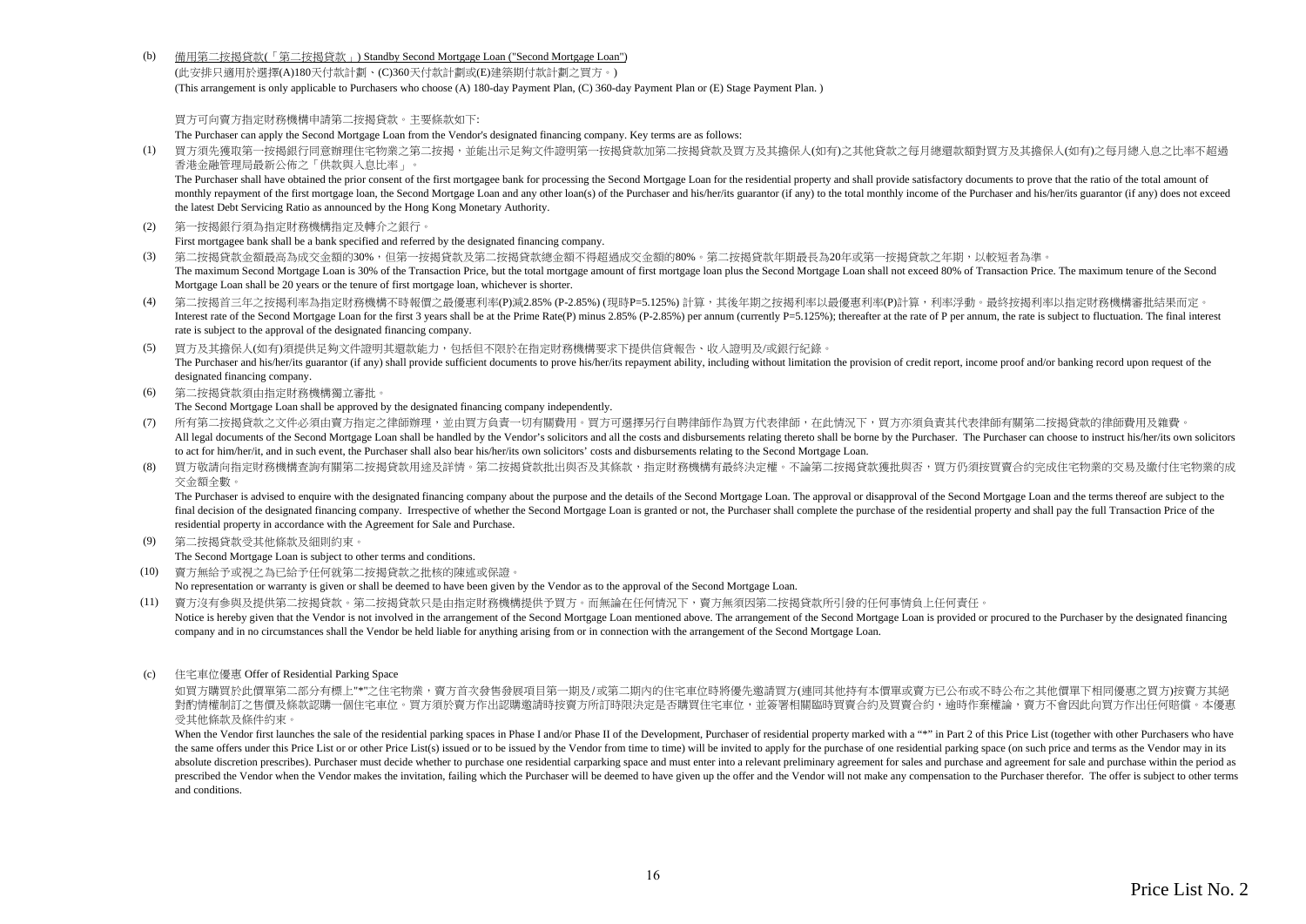(b) 備用第二按揭貸款(「第二按揭貸款」) Standby Second Mortgage Loan ("Second Mortgage Loan")

(此安排只適用於選擇(A)180天付款計劃、(C)360天付款計劃或(E)建築期付款計劃之買方。)

(This arrangement is only applicable to Purchasers who choose (A) 180-day Payment Plan, (C) 360-day Payment Plan or (E) Stage Payment Plan. )

買方可向賣方指定財務機構申請第二按揭貸款。主要條款如下:

The Purchaser can apply the Second Mortgage Loan from the Vendor's designated financing company. Key terms are as follows:

(1) 買方須先獲取第一按揭銀行同意辦理住宅物業之第二按揭，並能出示足夠文件證明第一按揭貸款加第二按揭貸款及買方及其擔保人(如有)之其他貸款之每月總還款額對買方及其擔保人(如有)之每月總入息之比率不超過香港金融管理局最新公佈之「供款與入息比率」。

The Purchaser shall have obtained the prior consent of the first mortgagee bank for processing the Second Mortgage Loan for the residential property and shall provide satisfactory documents to prove that the ratio of the total amount of monthly repayment of the first mortgage loan, the Second Mortgage Loan and any other loan(s) of the Purchaser and his/her/its guarantor (if any) to the total monthly income of the Purchaser and his/her/its guarantor (if any) does not exceed the latest Debt Servicing Ratio as announced by the Hong Kong Monetary Authority.

(2) 第一按揭銀行須為指定財務機構指定及轉介之銀行。

First mortgagee bank shall be a bank specified and referred by the designated financing company.

(3) 第二按揭貸款金額最高為成交金額的30%，但第一按揭貸款及第二按揭貸款總金額不得超過成交金額的80%。第二按揭貸款年期最長為20年或第一按揭貸款之年期，以較短者為準。

The maximum Second Mortgage Loan is 30% of the Transaction Price, but the total mortgage amount of first mortgage loan plus the Second Mortgage Loan shall not exceed 80% of Transaction Price. The maximum tenure of the Second Mortgage Loan shall be 20 years or the tenure of first mortgage loan, whichever is shorter.

(4) 第二按揭首三年之按揭利率為指定財務機構不時報價之最優惠利率(P)減2.85% (P-2.85%) (現時P=5.125%) 計算，其後年期之按揭利率以最優惠利率(P)計算，利率浮動。最終按揭利率以指定財務機構審批結果而定。

Interest rate of the Second Mortgage Loan for the first 3 years shall be at the Prime Rate(P) minus 2.85% (P-2.85%) per annum (currently P=5.125%); thereafter at the rate of P per annum, the rate is subject to fluctuation. The final interest rate is subject to the approval of the designated financing company.

(5) 買方及其擔保人(如有)須提供足夠文件證明其還款能力，包括但不限於在指定財務機構要求下提供信貸報告、收入證明及/或銀行紀錄。

The Purchaser and his/her/its guarantor (if any) shall provide sufficient documents to prove his/her/its repayment ability, including without limitation the provision of credit report, income proof and/or banking record upon request of the designated financing company.

(6) 第二按揭貸款須由指定財務機構獨立審批。

The Second Mortgage Loan shall be approved by the designated financing company independently.

(7) 所有第二按揭貸款之文件必須由賣方指定之律師辦理，並由買方負責一切有關費用。買方可選擇另行自聘律師作為買方代表律師，在此情況下，買方亦須負責其代表律師有關第二按揭貸款的律師費用及雜費。

All legal documents of the Second Mortgage Loan shall be handled by the Vendor's solicitors and all the costs and disbursements relating thereto shall be borne by the Purchaser. The Purchaser can choose to instruct his/her/its own solicitors to act for him/her/it, and in such event, the Purchaser shall also bear his/her/its own solicitors' costs and disbursements relating to the Second Mortgage Loan.

(8) 買方敬請向指定財務機構查詢有關第二按揭貸款用途及詳情。第二按揭貸款批出與否及其條款，指定財務機構有最終決定權。不論第二按揭貸款獲批與否，買方仍須按買賣合約完成住宅物業的交易及繳付住宅物業的成交金額全數。

The Purchaser is advised to enquire with the designated financing company about the purpose and the details of the Second Mortgage Loan. The approval or disapproval of the Second Mortgage Loan and the terms thereof are subject to the final decision of the designated financing company. Irrespective of whether the Second Mortgage Loan is granted or not, the Purchaser shall complete the purchase of the residential property and shall pay the full Transaction Price of the residential property in accordance with the Agreement for Sale and Purchase.

(9) 第二按揭貸款受其他條款及細則約束。

The Second Mortgage Loan is subject to other terms and conditions.

(10) 賣方無給予或視之為已給予任何就第二按揭貸款之批核的陳述或保證。

No representation or warranty is given or shall be deemed to have been given by the Vendor as to the approval of the Second Mortgage Loan.

(11) 賣方沒有參與及提供第二按揭貸款。第二按揭貸款只是由指定財務機構提供予買方。而無論在任何情況下，賣方無須因第二按揭貸款所引發的任何事情負上任何責任。

Notice is hereby given that the Vendor is not involved in the arrangement of the Second Mortgage Loan mentioned above. The arrangement of the Second Mortgage Loan is provided or procured to the Purchaser by the designated financing company and in no circumstances shall the Vendor be held liable for anything arising from or in connection with the arrangement of the Second Mortgage Loan.

(c) 住宅車位優惠 Offer of Residential Parking Space

如買方購買於此價單第二部分有標上"*"之住宅物業，賣方首次發售發展項目第一期及/或第二期內的住宅車位時將優先邀請買方(連同其他持有本價單或賣方已公布或不時公布之其他價單下相同優惠之買方)按賣方其絕對酌情權制訂之售價及條款認購一個住宅車位。買方須於賣方作出認購邀請時按賣方所訂時限決定是否購買住宅車位，並簽署相關臨時買賣合約及買賣合約，逾時作棄權論，賣方不會因此向買方作出任何賠償。本優惠受其他條款及條件約束。

When the Vendor first launches the sale of the residential parking spaces in Phase I and/or Phase II of the Development, Purchaser of residential property marked with a "*" in Part 2 of this Price List (together with other Purchasers who have the same offers under this Price List or or other Price List(s) issued or to be issued by the Vendor from time to time) will be invited to apply for the purchase of one residential parking space (on such price and terms as the Vendor may in its absolute discretion prescribes). Purchaser must decide whether to purchase one residential carparking space and must enter into a relevant preliminary agreement for sales and purchase and agreement for sale and purchase within the period as prescribed the Vendor when the Vendor makes the invitation, failing which the Purchaser will be deemed to have given up the offer and the Vendor will not make any compensation to the Purchaser therefor. The offer is subject to other terms and conditions.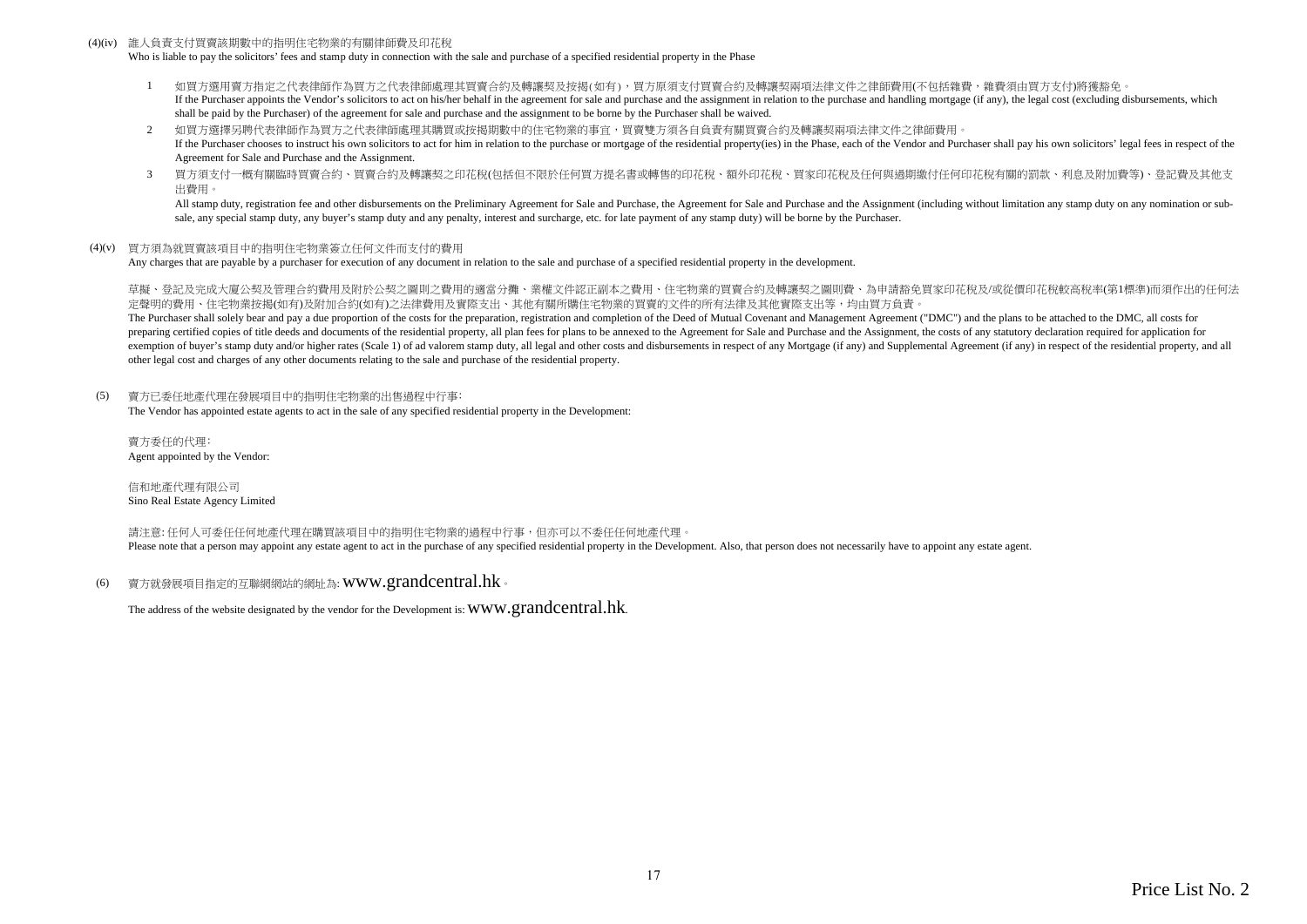(4)(iv) 誰人負責支付買賣該期數中的指明住宅物業的有關律師費及印花稅

Who is liable to pay the solicitors' fees and stamp duty in connection with the sale and purchase of a specified residential property in the Phase

1. 如買方選用賣方指定之代表律師作為買方之代表律師處理其買賣合約及轉讓契及按揭(如有)，買方原須支付買賣合約及轉讓契兩項法律文件之律師費用(不包括雜費，雜費須由買方支付)將獲豁免。
   If the Purchaser appoints the Vendor's solicitors to act on his/her behalf in the agreement for sale and purchase and the assignment in relation to the purchase and handling mortgage (if any), the legal cost (excluding disbursements, which shall be paid by the Purchaser) of the agreement for sale and purchase and the assignment to be borne by the Purchaser shall be waived.
2. 如買方選擇另聘代表律師作為買方之代表律師處理其購買或按揭期數中的住宅物業的事宜，買賣雙方須各自負責有關買賣合約及轉讓契兩項法律文件之律師費用。
   If the Purchaser chooses to instruct his own solicitors to act for him in relation to the purchase or mortgage of the residential property(ies) in the Phase, each of the Vendor and Purchaser shall pay his own solicitors' legal fees in respect of the Agreement for Sale and Purchase and the Assignment.
3. 買方須支付一概有關臨時買賣合約、買賣合約及轉讓契之印花稅(包括但不限於任何買方提名書或轉售的印花稅、額外印花稅、買家印花稅及任何與過期繳付任何印花稅有關的罰款、利息及附加費等)、登記費及其他支出費用。
   All stamp duty, registration fee and other disbursements on the Preliminary Agreement for Sale and Purchase, the Agreement for Sale and Purchase and the Assignment (including without limitation any stamp duty on any nomination or sub-sale, any special stamp duty, any buyer's stamp duty and any penalty, interest and surcharge, etc. for late payment of any stamp duty) will be borne by the Purchaser.

(4)(v) 買方須為就買賣該項目中的指明住宅物業簽立任何文件而支付的費用

Any charges that are payable by a purchaser for execution of any document in relation to the sale and purchase of a specified residential property in the development.

草擬、登記及完成大廈公契及管理合約費用及附於公契之圖則之費用的適當分攤、業權文件認正副本之費用、住宅物業的買賣合約及轉讓契之圖則費、為申請豁免買家印花稅及/或從價印花稅較高稅率(第1標準)而須作出的任何法定聲明的費用、住宅物業按揭(如有)及附加合約(如有)之法律費用及實際支出、其他有關所購住宅物業的買賣的文件的所有法律及其他實際支出等，均由買方負責。

The Purchaser shall solely bear and pay a due proportion of the costs for the preparation, registration and completion of the Deed of Mutual Covenant and Management Agreement ("DMC") and the plans to be attached to the DMC, all costs for preparing certified copies of title deeds and documents of the residential property, all plan fees for plans to be annexed to the Agreement for Sale and Purchase and the Assignment, the costs of any statutory declaration required for application for exemption of buyer's stamp duty and/or higher rates (Scale 1) of ad valorem stamp duty, all legal and other costs and disbursements in respect of any Mortgage (if any) and Supplemental Agreement (if any) in respect of the residential property, and all other legal cost and charges of any other documents relating to the sale and purchase of the residential property.

(5) 賣方已委任地產代理在發展項目中的指明住宅物業的出售過程中行事:

The Vendor has appointed estate agents to act in the sale of any specified residential property in the Development:

賣方委任的代理:
Agent appointed by the Vendor:

信和地產代理有限公司
Sino Real Estate Agency Limited

請注意: 任何人可委任任何地產代理在購買該項目中的指明住宅物業的過程中行事，但亦可以不委任任何地產代理。
Please note that a person may appoint any estate agent to act in the purchase of any specified residential property in the Development. Also, that person does not necessarily have to appoint any estate agent.

(6) 賣方就發展項目指定的互聯網網站的網址為: www.grandcentral.hk。

The address of the website designated by the vendor for the Development is: www.grandcentral.hk.

Price List No. 2